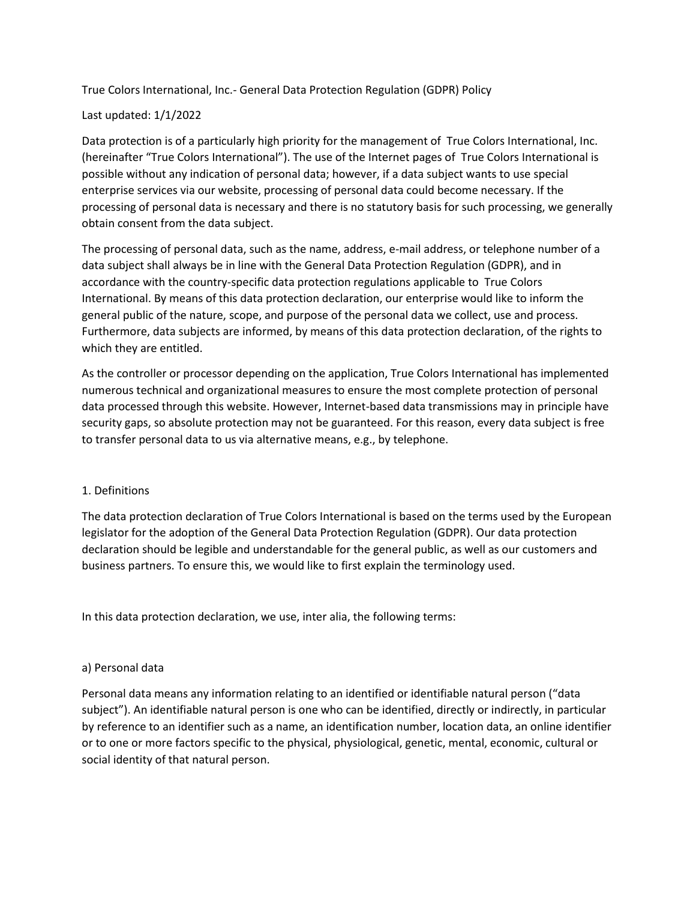# True Colors International, Inc.- General Data Protection Regulation (GDPR) Policy

Last updated: 1/1/2022

Data protection is of a particularly high priority for the management of True Colors International, Inc. (hereinafter "True Colors International"). The use of the Internet pages of True Colors International is possible without any indication of personal data; however, if a data subject wants to use special enterprise services via our website, processing of personal data could become necessary. If the processing of personal data is necessary and there is no statutory basis for such processing, we generally obtain consent from the data subject.

The processing of personal data, such as the name, address, e-mail address, or telephone number of a data subject shall always be in line with the General Data Protection Regulation (GDPR), and in accordance with the country-specific data protection regulations applicable to True Colors International. By means of this data protection declaration, our enterprise would like to inform the general public of the nature, scope, and purpose of the personal data we collect, use and process. Furthermore, data subjects are informed, by means of this data protection declaration, of the rights to which they are entitled.

As the controller or processor depending on the application, True Colors International has implemented numerous technical and organizational measures to ensure the most complete protection of personal data processed through this website. However, Internet-based data transmissions may in principle have security gaps, so absolute protection may not be guaranteed. For this reason, every data subject is free to transfer personal data to us via alternative means, e.g., by telephone.

## 1. Definitions

The data protection declaration of True Colors International is based on the terms used by the European legislator for the adoption of the General Data Protection Regulation (GDPR). Our data protection declaration should be legible and understandable for the general public, as well as our customers and business partners. To ensure this, we would like to first explain the terminology used.

In this data protection declaration, we use, inter alia, the following terms:

### a) Personal data

Personal data means any information relating to an identified or identifiable natural person ("data subject"). An identifiable natural person is one who can be identified, directly or indirectly, in particular by reference to an identifier such as a name, an identification number, location data, an online identifier or to one or more factors specific to the physical, physiological, genetic, mental, economic, cultural or social identity of that natural person.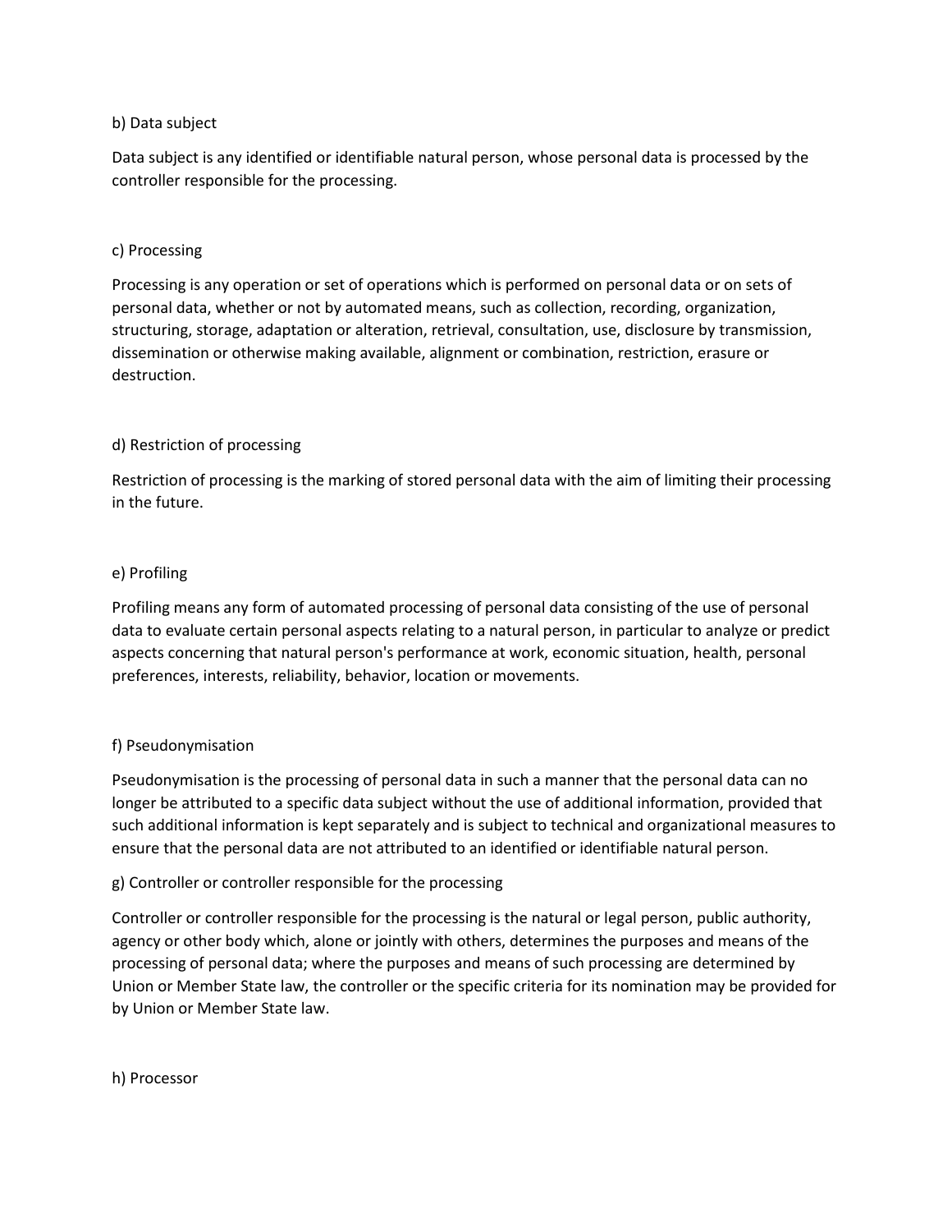b) Data subject

Data subject is any identified or identifiable natural person, whose personal data is processed by the controller responsible for the processing.

c) Processing

Processing is any operation or set of operations which is performed on personal data or on sets of personal data, whether or not by automated means, such as collection, recording, organization, structuring, storage, adaptation or alteration, retrieval, consultation, use, disclosure by transmission, dissemination or otherwise making available, alignment or combination, restriction, erasure or destruction.

d) Restriction of processing

Restriction of processing is the marking of stored personal data with the aim of limiting their processing in the future.

e) Profiling

Profiling means any form of automated processing of personal data consisting of the use of personal data to evaluate certain personal aspects relating to a natural person, in particular to analyze or predict aspects concerning that natural person's performance at work, economic situation, health, personal preferences, interests, reliability, behavior, location or movements.

f) Pseudonymisation

Pseudonymisation is the processing of personal data in such a manner that the personal data can no longer be attributed to a specific data subject without the use of additional information, provided that such additional information is kept separately and is subject to technical and organizational measures to ensure that the personal data are not attributed to an identified or identifiable natural person.

g) Controller or controller responsible for the processing

Controller or controller responsible for the processing is the natural or legal person, public authority, agency or other body which, alone or jointly with others, determines the purposes and means of the processing of personal data; where the purposes and means of such processing are determined by Union or Member State law, the controller or the specific criteria for its nomination may be provided for by Union or Member State law.

h) Processor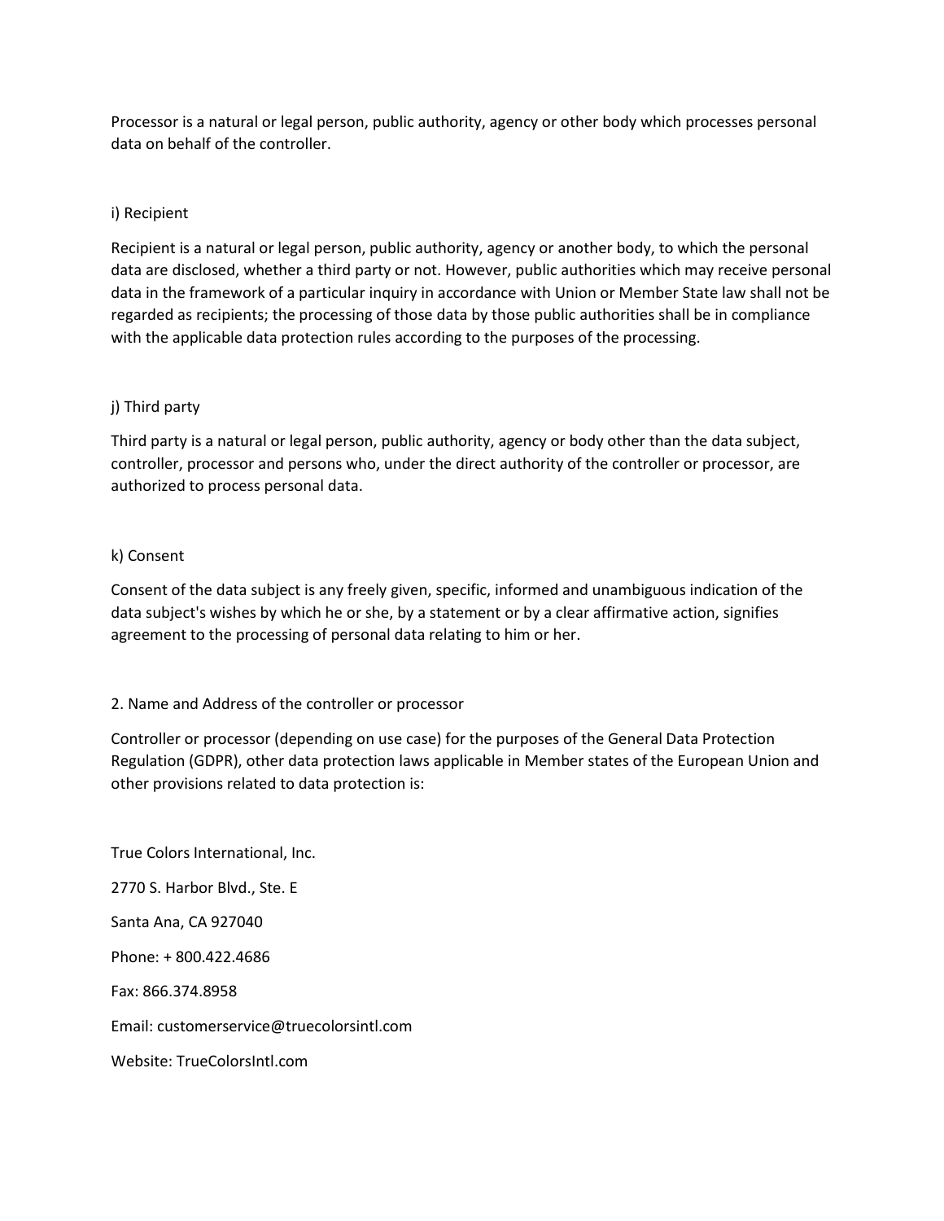Processor is a natural or legal person, public authority, agency or other body which processes personal data on behalf of the controller.

i) Recipient

Recipient is a natural or legal person, public authority, agency or another body, to which the personal data are disclosed, whether a third party or not. However, public authorities which may receive personal data in the framework of a particular inquiry in accordance with Union or Member State law shall not be regarded as recipients; the processing of those data by those public authorities shall be in compliance with the applicable data protection rules according to the purposes of the processing.

j) Third party

Third party is a natural or legal person, public authority, agency or body other than the data subject, controller, processor and persons who, under the direct authority of the controller or processor, are authorized to process personal data.

k) Consent

Consent of the data subject is any freely given, specific, informed and unambiguous indication of the data subject's wishes by which he or she, by a statement or by a clear affirmative action, signifies agreement to the processing of personal data relating to him or her.

2. Name and Address of the controller or processor

Controller or processor (depending on use case) for the purposes of the General Data Protection Regulation (GDPR), other data protection laws applicable in Member states of the European Union and other provisions related to data protection is:

True Colors International, Inc.

2770 S. Harbor Blvd., Ste. E

Santa Ana, CA 927040

Phone: + 800.422.4686

Fax: 866.374.8958

Email: customerservice@truecolorsintl.com

Website: TrueColorsIntl.com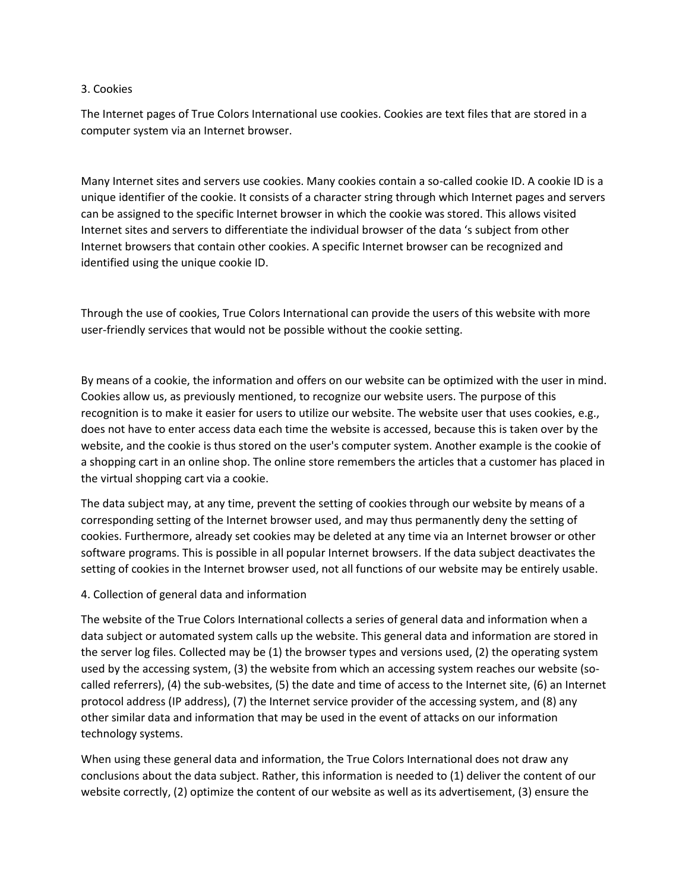## 3. Cookies

The Internet pages of True Colors International use cookies. Cookies are text files that are stored in a computer system via an Internet browser.

Many Internet sites and servers use cookies. Many cookies contain a so-called cookie ID. A cookie ID is a unique identifier of the cookie. It consists of a character string through which Internet pages and servers can be assigned to the specific Internet browser in which the cookie was stored. This allows visited Internet sites and servers to differentiate the individual browser of the data 's subject from other Internet browsers that contain other cookies. A specific Internet browser can be recognized and identified using the unique cookie ID.

Through the use of cookies, True Colors International can provide the users of this website with more user-friendly services that would not be possible without the cookie setting.

By means of a cookie, the information and offers on our website can be optimized with the user in mind. Cookies allow us, as previously mentioned, to recognize our website users. The purpose of this recognition is to make it easier for users to utilize our website. The website user that uses cookies, e.g., does not have to enter access data each time the website is accessed, because this is taken over by the website, and the cookie is thus stored on the user's computer system. Another example is the cookie of a shopping cart in an online shop. The online store remembers the articles that a customer has placed in the virtual shopping cart via a cookie.

The data subject may, at any time, prevent the setting of cookies through our website by means of a corresponding setting of the Internet browser used, and may thus permanently deny the setting of cookies. Furthermore, already set cookies may be deleted at any time via an Internet browser or other software programs. This is possible in all popular Internet browsers. If the data subject deactivates the setting of cookies in the Internet browser used, not all functions of our website may be entirely usable.

## 4. Collection of general data and information

The website of the True Colors International collects a series of general data and information when a data subject or automated system calls up the website. This general data and information are stored in the server log files. Collected may be (1) the browser types and versions used, (2) the operating system used by the accessing system, (3) the website from which an accessing system reaches our website (so-called referrers), (4) the sub-websites, (5) the date and time of access to the Internet site, (6) an Internet protocol address (IP address), (7) the Internet service provider of the accessing system, and (8) any other similar data and information that may be used in the event of attacks on our information technology systems.

When using these general data and information, the True Colors International does not draw any conclusions about the data subject. Rather, this information is needed to (1) deliver the content of our website correctly, (2) optimize the content of our website as well as its advertisement, (3) ensure the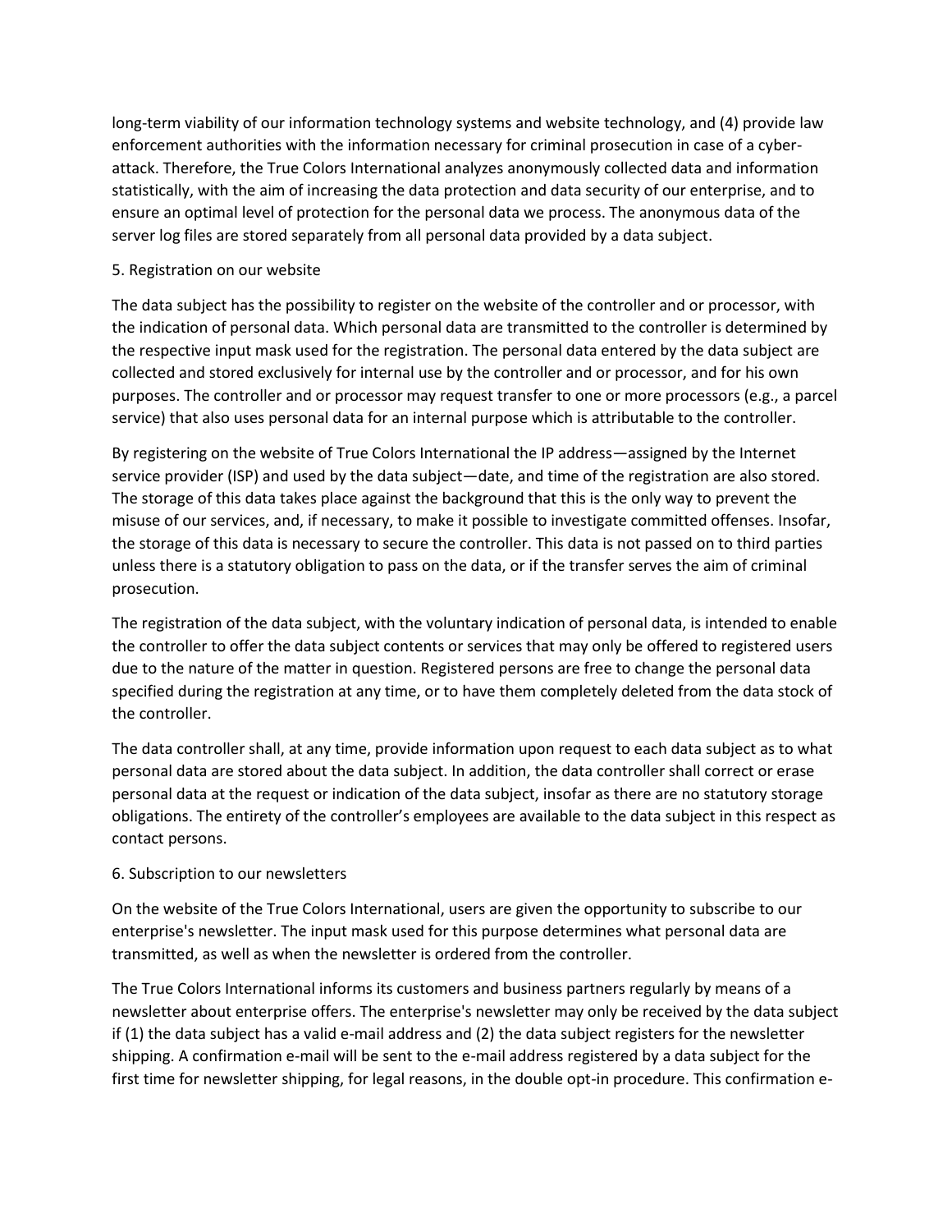long-term viability of our information technology systems and website technology, and (4) provide law enforcement authorities with the information necessary for criminal prosecution in case of a cyber-attack. Therefore, the True Colors International analyzes anonymously collected data and information statistically, with the aim of increasing the data protection and data security of our enterprise, and to ensure an optimal level of protection for the personal data we process. The anonymous data of the server log files are stored separately from all personal data provided by a data subject.

5. Registration on our website

The data subject has the possibility to register on the website of the controller and or processor, with the indication of personal data. Which personal data are transmitted to the controller is determined by the respective input mask used for the registration. The personal data entered by the data subject are collected and stored exclusively for internal use by the controller and or processor, and for his own purposes. The controller and or processor may request transfer to one or more processors (e.g., a parcel service) that also uses personal data for an internal purpose which is attributable to the controller.

By registering on the website of True Colors International the IP address—assigned by the Internet service provider (ISP) and used by the data subject—date, and time of the registration are also stored. The storage of this data takes place against the background that this is the only way to prevent the misuse of our services, and, if necessary, to make it possible to investigate committed offenses. Insofar, the storage of this data is necessary to secure the controller. This data is not passed on to third parties unless there is a statutory obligation to pass on the data, or if the transfer serves the aim of criminal prosecution.

The registration of the data subject, with the voluntary indication of personal data, is intended to enable the controller to offer the data subject contents or services that may only be offered to registered users due to the nature of the matter in question. Registered persons are free to change the personal data specified during the registration at any time, or to have them completely deleted from the data stock of the controller.

The data controller shall, at any time, provide information upon request to each data subject as to what personal data are stored about the data subject. In addition, the data controller shall correct or erase personal data at the request or indication of the data subject, insofar as there are no statutory storage obligations. The entirety of the controller's employees are available to the data subject in this respect as contact persons.

6. Subscription to our newsletters

On the website of the True Colors International, users are given the opportunity to subscribe to our enterprise's newsletter. The input mask used for this purpose determines what personal data are transmitted, as well as when the newsletter is ordered from the controller.

The True Colors International informs its customers and business partners regularly by means of a newsletter about enterprise offers. The enterprise's newsletter may only be received by the data subject if (1) the data subject has a valid e-mail address and (2) the data subject registers for the newsletter shipping. A confirmation e-mail will be sent to the e-mail address registered by a data subject for the first time for newsletter shipping, for legal reasons, in the double opt-in procedure. This confirmation e-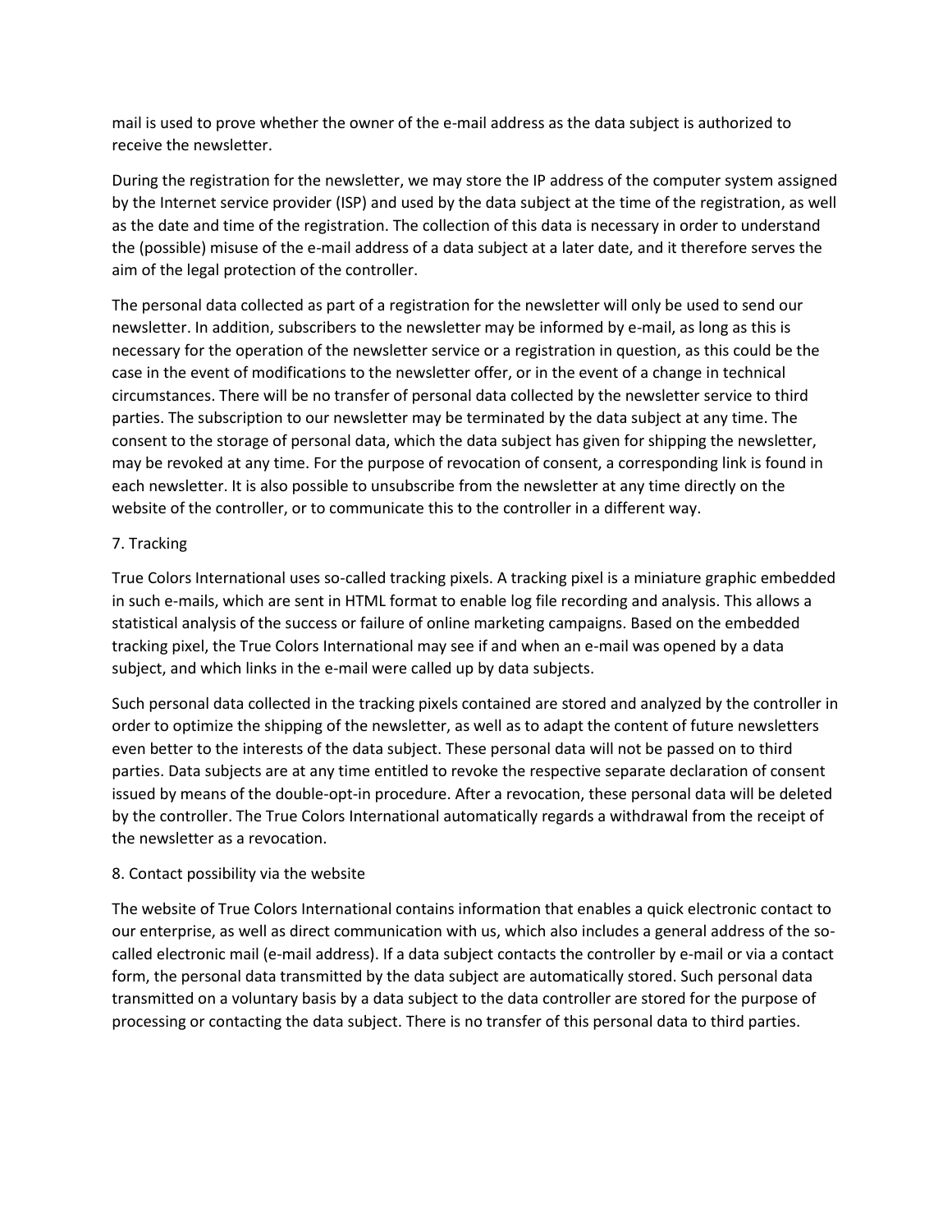mail is used to prove whether the owner of the e-mail address as the data subject is authorized to receive the newsletter.

During the registration for the newsletter, we may store the IP address of the computer system assigned by the Internet service provider (ISP) and used by the data subject at the time of the registration, as well as the date and time of the registration. The collection of this data is necessary in order to understand the (possible) misuse of the e-mail address of a data subject at a later date, and it therefore serves the aim of the legal protection of the controller.

The personal data collected as part of a registration for the newsletter will only be used to send our newsletter. In addition, subscribers to the newsletter may be informed by e-mail, as long as this is necessary for the operation of the newsletter service or a registration in question, as this could be the case in the event of modifications to the newsletter offer, or in the event of a change in technical circumstances. There will be no transfer of personal data collected by the newsletter service to third parties. The subscription to our newsletter may be terminated by the data subject at any time. The consent to the storage of personal data, which the data subject has given for shipping the newsletter, may be revoked at any time. For the purpose of revocation of consent, a corresponding link is found in each newsletter. It is also possible to unsubscribe from the newsletter at any time directly on the website of the controller, or to communicate this to the controller in a different way.

## 7. Tracking

True Colors International uses so-called tracking pixels. A tracking pixel is a miniature graphic embedded in such e-mails, which are sent in HTML format to enable log file recording and analysis. This allows a statistical analysis of the success or failure of online marketing campaigns. Based on the embedded tracking pixel, the True Colors International may see if and when an e-mail was opened by a data subject, and which links in the e-mail were called up by data subjects.

Such personal data collected in the tracking pixels contained are stored and analyzed by the controller in order to optimize the shipping of the newsletter, as well as to adapt the content of future newsletters even better to the interests of the data subject. These personal data will not be passed on to third parties. Data subjects are at any time entitled to revoke the respective separate declaration of consent issued by means of the double-opt-in procedure. After a revocation, these personal data will be deleted by the controller. The True Colors International automatically regards a withdrawal from the receipt of the newsletter as a revocation.

## 8. Contact possibility via the website

The website of True Colors International contains information that enables a quick electronic contact to our enterprise, as well as direct communication with us, which also includes a general address of the so-called electronic mail (e-mail address). If a data subject contacts the controller by e-mail or via a contact form, the personal data transmitted by the data subject are automatically stored. Such personal data transmitted on a voluntary basis by a data subject to the data controller are stored for the purpose of processing or contacting the data subject. There is no transfer of this personal data to third parties.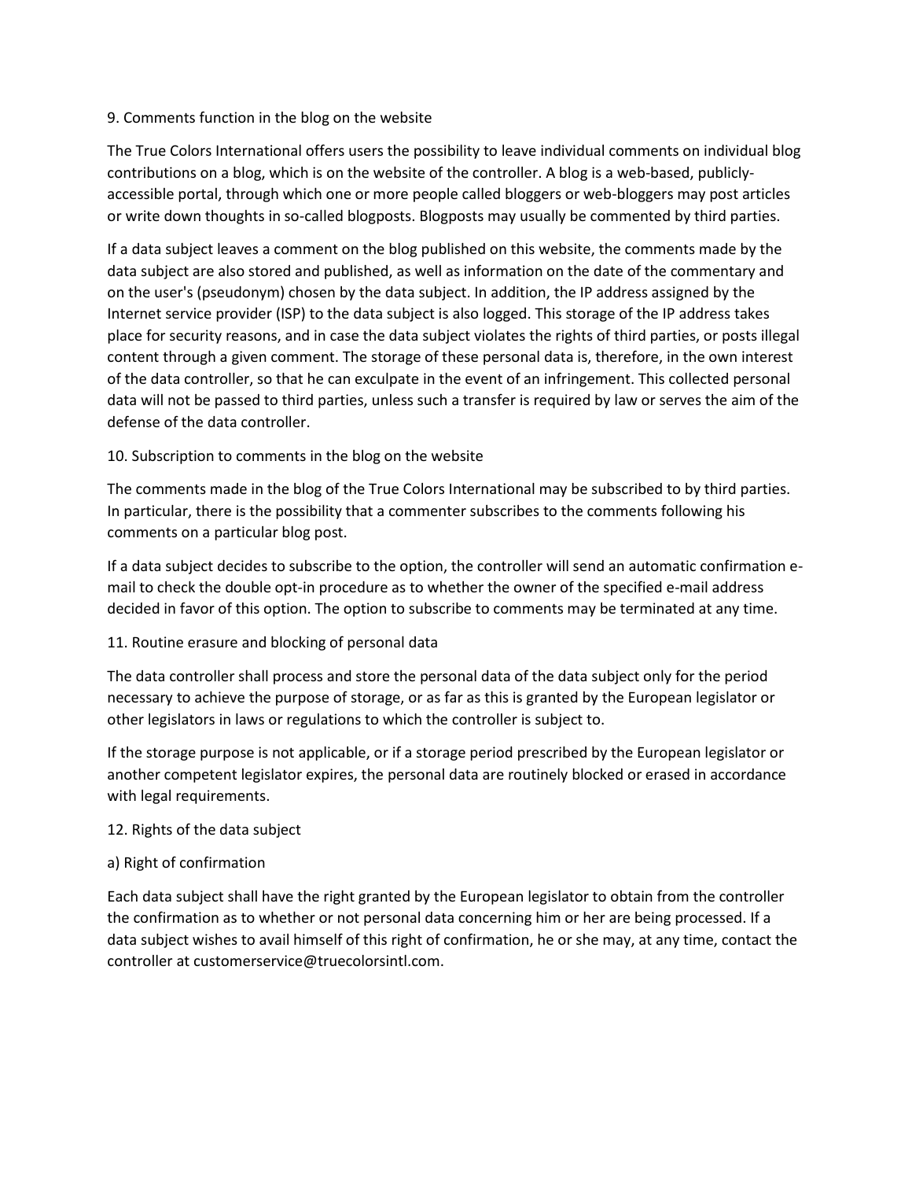## 9. Comments function in the blog on the website

The True Colors International offers users the possibility to leave individual comments on individual blog contributions on a blog, which is on the website of the controller. A blog is a web-based, publicly-accessible portal, through which one or more people called bloggers or web-bloggers may post articles or write down thoughts in so-called blogposts. Blogposts may usually be commented by third parties.

If a data subject leaves a comment on the blog published on this website, the comments made by the data subject are also stored and published, as well as information on the date of the commentary and on the user's (pseudonym) chosen by the data subject. In addition, the IP address assigned by the Internet service provider (ISP) to the data subject is also logged. This storage of the IP address takes place for security reasons, and in case the data subject violates the rights of third parties, or posts illegal content through a given comment. The storage of these personal data is, therefore, in the own interest of the data controller, so that he can exculpate in the event of an infringement. This collected personal data will not be passed to third parties, unless such a transfer is required by law or serves the aim of the defense of the data controller.

## 10. Subscription to comments in the blog on the website

The comments made in the blog of the True Colors International may be subscribed to by third parties. In particular, there is the possibility that a commenter subscribes to the comments following his comments on a particular blog post.

If a data subject decides to subscribe to the option, the controller will send an automatic confirmation e-mail to check the double opt-in procedure as to whether the owner of the specified e-mail address decided in favor of this option. The option to subscribe to comments may be terminated at any time.

## 11. Routine erasure and blocking of personal data

The data controller shall process and store the personal data of the data subject only for the period necessary to achieve the purpose of storage, or as far as this is granted by the European legislator or other legislators in laws or regulations to which the controller is subject to.

If the storage purpose is not applicable, or if a storage period prescribed by the European legislator or another competent legislator expires, the personal data are routinely blocked or erased in accordance with legal requirements.

## 12. Rights of the data subject

### a) Right of confirmation

Each data subject shall have the right granted by the European legislator to obtain from the controller the confirmation as to whether or not personal data concerning him or her are being processed. If a data subject wishes to avail himself of this right of confirmation, he or she may, at any time, contact the controller at customerservice@truecolorsintl.com.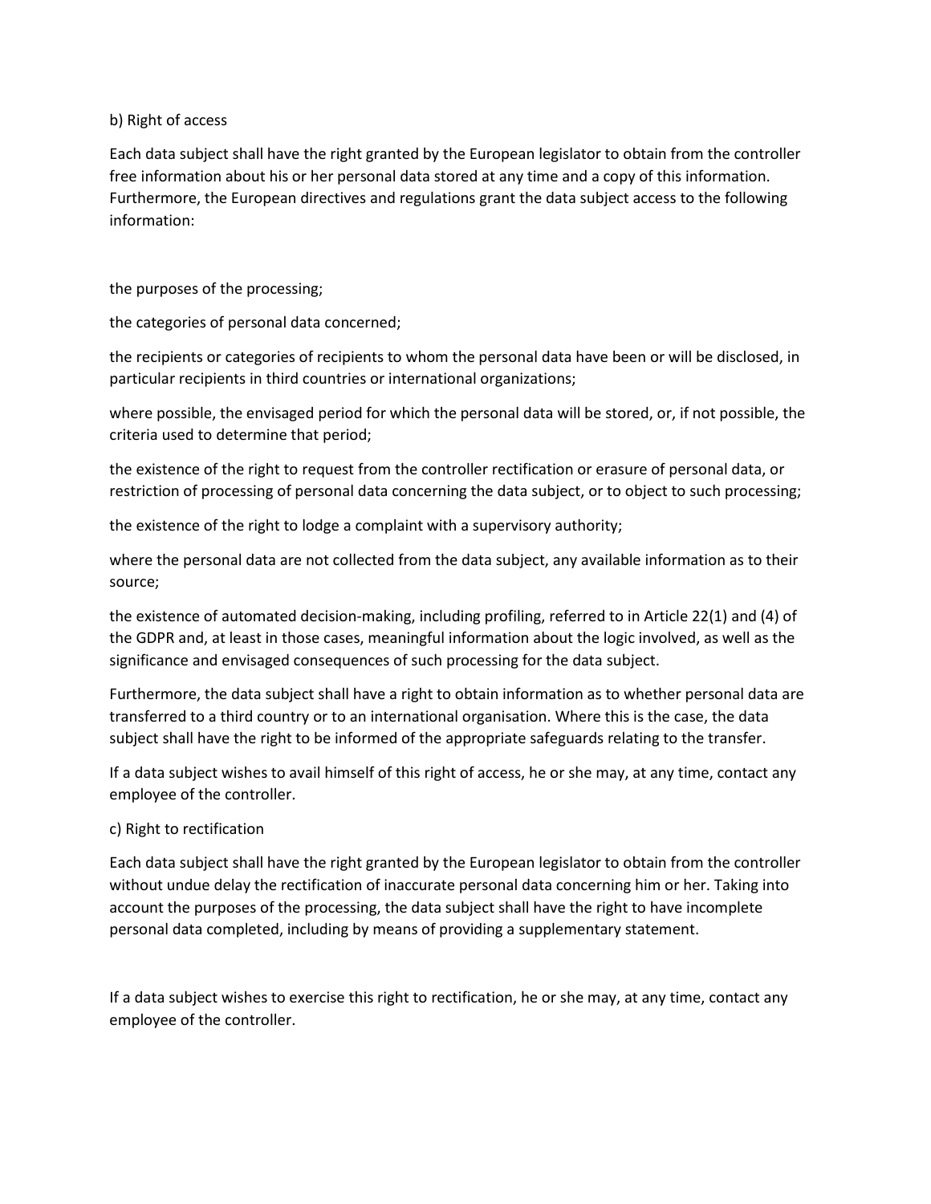b) Right of access

Each data subject shall have the right granted by the European legislator to obtain from the controller free information about his or her personal data stored at any time and a copy of this information. Furthermore, the European directives and regulations grant the data subject access to the following information:

the purposes of the processing;

the categories of personal data concerned;

the recipients or categories of recipients to whom the personal data have been or will be disclosed, in particular recipients in third countries or international organizations;

where possible, the envisaged period for which the personal data will be stored, or, if not possible, the criteria used to determine that period;

the existence of the right to request from the controller rectification or erasure of personal data, or restriction of processing of personal data concerning the data subject, or to object to such processing;

the existence of the right to lodge a complaint with a supervisory authority;

where the personal data are not collected from the data subject, any available information as to their source;

the existence of automated decision-making, including profiling, referred to in Article 22(1) and (4) of the GDPR and, at least in those cases, meaningful information about the logic involved, as well as the significance and envisaged consequences of such processing for the data subject.

Furthermore, the data subject shall have a right to obtain information as to whether personal data are transferred to a third country or to an international organisation. Where this is the case, the data subject shall have the right to be informed of the appropriate safeguards relating to the transfer.

If a data subject wishes to avail himself of this right of access, he or she may, at any time, contact any employee of the controller.

c) Right to rectification

Each data subject shall have the right granted by the European legislator to obtain from the controller without undue delay the rectification of inaccurate personal data concerning him or her. Taking into account the purposes of the processing, the data subject shall have the right to have incomplete personal data completed, including by means of providing a supplementary statement.

If a data subject wishes to exercise this right to rectification, he or she may, at any time, contact any employee of the controller.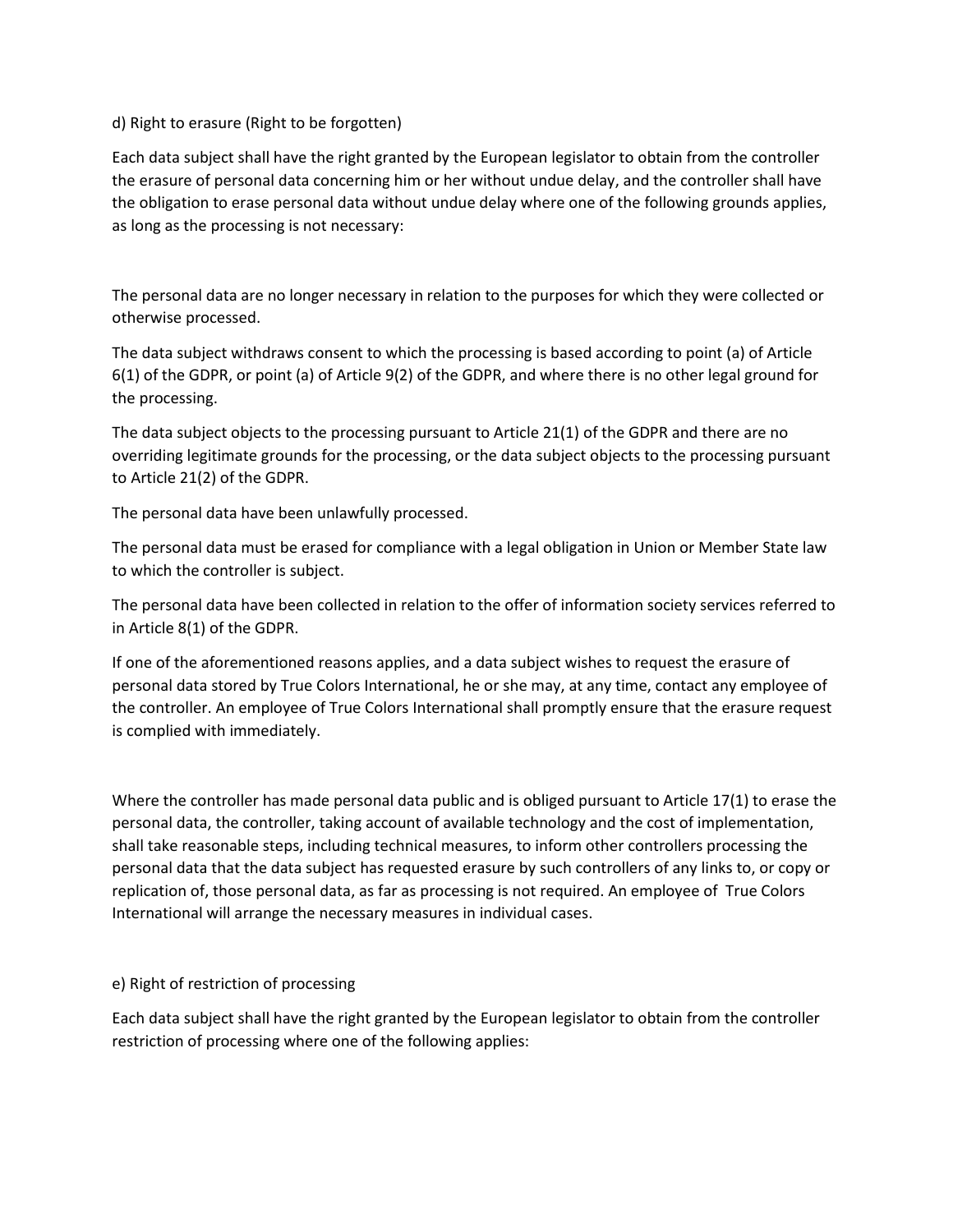d) Right to erasure (Right to be forgotten)

Each data subject shall have the right granted by the European legislator to obtain from the controller the erasure of personal data concerning him or her without undue delay, and the controller shall have the obligation to erase personal data without undue delay where one of the following grounds applies, as long as the processing is not necessary:

The personal data are no longer necessary in relation to the purposes for which they were collected or otherwise processed.

The data subject withdraws consent to which the processing is based according to point (a) of Article 6(1) of the GDPR, or point (a) of Article 9(2) of the GDPR, and where there is no other legal ground for the processing.

The data subject objects to the processing pursuant to Article 21(1) of the GDPR and there are no overriding legitimate grounds for the processing, or the data subject objects to the processing pursuant to Article 21(2) of the GDPR.

The personal data have been unlawfully processed.

The personal data must be erased for compliance with a legal obligation in Union or Member State law to which the controller is subject.

The personal data have been collected in relation to the offer of information society services referred to in Article 8(1) of the GDPR.

If one of the aforementioned reasons applies, and a data subject wishes to request the erasure of personal data stored by True Colors International, he or she may, at any time, contact any employee of the controller. An employee of True Colors International shall promptly ensure that the erasure request is complied with immediately.

Where the controller has made personal data public and is obliged pursuant to Article 17(1) to erase the personal data, the controller, taking account of available technology and the cost of implementation, shall take reasonable steps, including technical measures, to inform other controllers processing the personal data that the data subject has requested erasure by such controllers of any links to, or copy or replication of, those personal data, as far as processing is not required. An employee of True Colors International will arrange the necessary measures in individual cases.

e) Right of restriction of processing

Each data subject shall have the right granted by the European legislator to obtain from the controller restriction of processing where one of the following applies: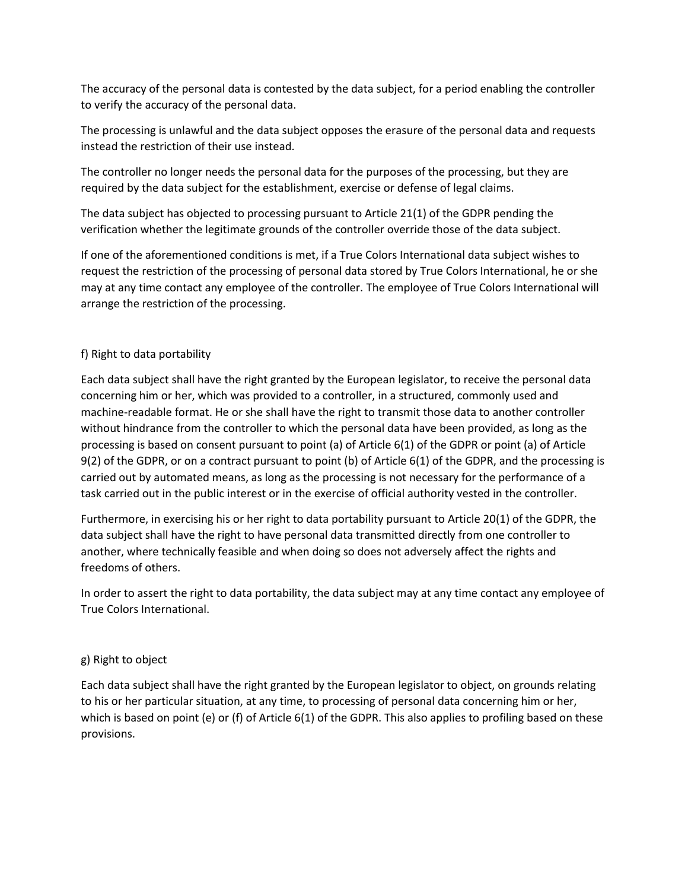The accuracy of the personal data is contested by the data subject, for a period enabling the controller to verify the accuracy of the personal data.

The processing is unlawful and the data subject opposes the erasure of the personal data and requests instead the restriction of their use instead.

The controller no longer needs the personal data for the purposes of the processing, but they are required by the data subject for the establishment, exercise or defense of legal claims.

The data subject has objected to processing pursuant to Article 21(1) of the GDPR pending the verification whether the legitimate grounds of the controller override those of the data subject.

If one of the aforementioned conditions is met, if a True Colors International data subject wishes to request the restriction of the processing of personal data stored by True Colors International, he or she may at any time contact any employee of the controller. The employee of True Colors International will arrange the restriction of the processing.

f) Right to data portability

Each data subject shall have the right granted by the European legislator, to receive the personal data concerning him or her, which was provided to a controller, in a structured, commonly used and machine-readable format. He or she shall have the right to transmit those data to another controller without hindrance from the controller to which the personal data have been provided, as long as the processing is based on consent pursuant to point (a) of Article 6(1) of the GDPR or point (a) of Article 9(2) of the GDPR, or on a contract pursuant to point (b) of Article 6(1) of the GDPR, and the processing is carried out by automated means, as long as the processing is not necessary for the performance of a task carried out in the public interest or in the exercise of official authority vested in the controller.

Furthermore, in exercising his or her right to data portability pursuant to Article 20(1) of the GDPR, the data subject shall have the right to have personal data transmitted directly from one controller to another, where technically feasible and when doing so does not adversely affect the rights and freedoms of others.

In order to assert the right to data portability, the data subject may at any time contact any employee of True Colors International.

g) Right to object

Each data subject shall have the right granted by the European legislator to object, on grounds relating to his or her particular situation, at any time, to processing of personal data concerning him or her, which is based on point (e) or (f) of Article 6(1) of the GDPR. This also applies to profiling based on these provisions.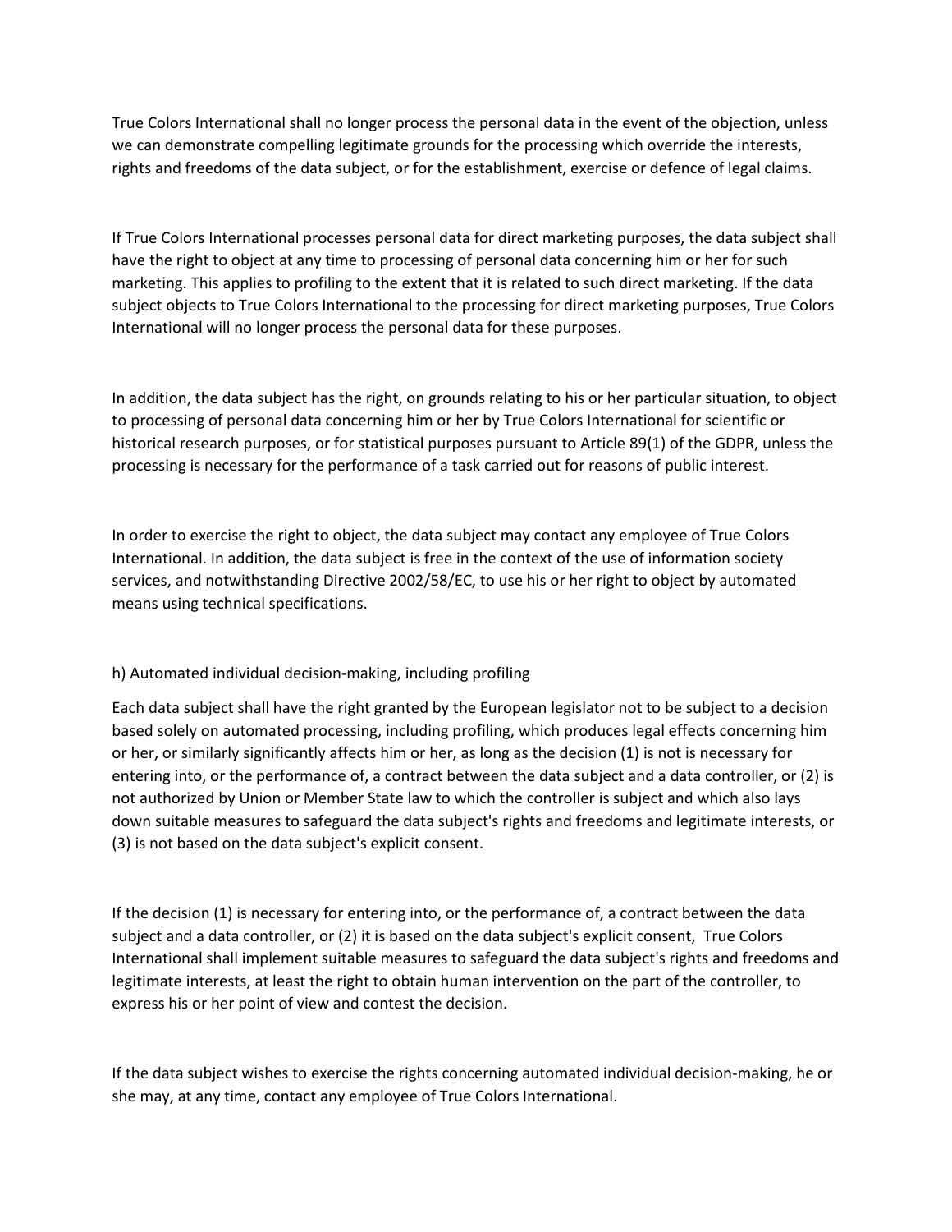True Colors International shall no longer process the personal data in the event of the objection, unless we can demonstrate compelling legitimate grounds for the processing which override the interests, rights and freedoms of the data subject, or for the establishment, exercise or defence of legal claims.

If True Colors International processes personal data for direct marketing purposes, the data subject shall have the right to object at any time to processing of personal data concerning him or her for such marketing. This applies to profiling to the extent that it is related to such direct marketing. If the data subject objects to True Colors International to the processing for direct marketing purposes, True Colors International will no longer process the personal data for these purposes.

In addition, the data subject has the right, on grounds relating to his or her particular situation, to object to processing of personal data concerning him or her by True Colors International for scientific or historical research purposes, or for statistical purposes pursuant to Article 89(1) of the GDPR, unless the processing is necessary for the performance of a task carried out for reasons of public interest.

In order to exercise the right to object, the data subject may contact any employee of True Colors International. In addition, the data subject is free in the context of the use of information society services, and notwithstanding Directive 2002/58/EC, to use his or her right to object by automated means using technical specifications.

h) Automated individual decision-making, including profiling

Each data subject shall have the right granted by the European legislator not to be subject to a decision based solely on automated processing, including profiling, which produces legal effects concerning him or her, or similarly significantly affects him or her, as long as the decision (1) is not is necessary for entering into, or the performance of, a contract between the data subject and a data controller, or (2) is not authorized by Union or Member State law to which the controller is subject and which also lays down suitable measures to safeguard the data subject's rights and freedoms and legitimate interests, or (3) is not based on the data subject's explicit consent.

If the decision (1) is necessary for entering into, or the performance of, a contract between the data subject and a data controller, or (2) it is based on the data subject's explicit consent, True Colors International shall implement suitable measures to safeguard the data subject's rights and freedoms and legitimate interests, at least the right to obtain human intervention on the part of the controller, to express his or her point of view and contest the decision.

If the data subject wishes to exercise the rights concerning automated individual decision-making, he or she may, at any time, contact any employee of True Colors International.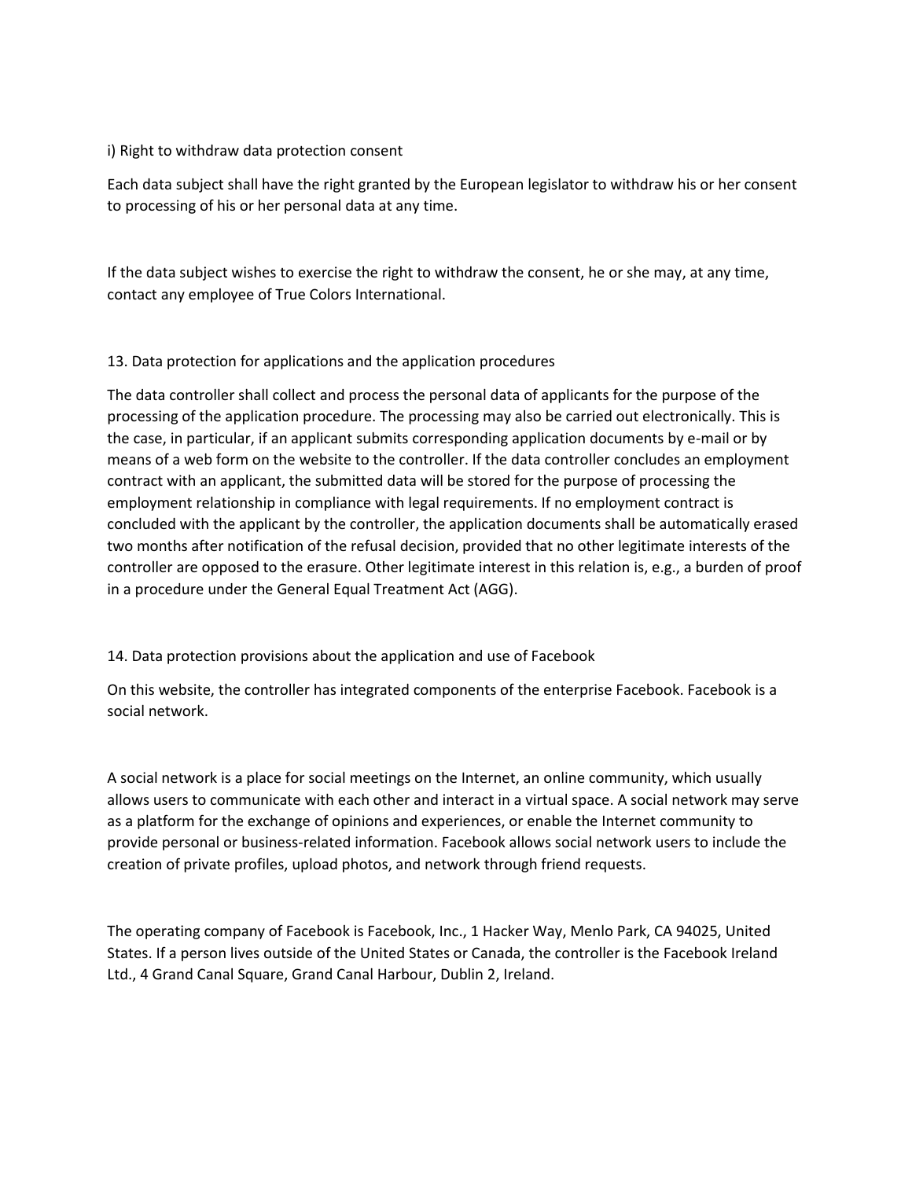### i) Right to withdraw data protection consent

Each data subject shall have the right granted by the European legislator to withdraw his or her consent to processing of his or her personal data at any time.

If the data subject wishes to exercise the right to withdraw the consent, he or she may, at any time, contact any employee of True Colors International.

## 13. Data protection for applications and the application procedures

The data controller shall collect and process the personal data of applicants for the purpose of the processing of the application procedure. The processing may also be carried out electronically. This is the case, in particular, if an applicant submits corresponding application documents by e-mail or by means of a web form on the website to the controller. If the data controller concludes an employment contract with an applicant, the submitted data will be stored for the purpose of processing the employment relationship in compliance with legal requirements. If no employment contract is concluded with the applicant by the controller, the application documents shall be automatically erased two months after notification of the refusal decision, provided that no other legitimate interests of the controller are opposed to the erasure. Other legitimate interest in this relation is, e.g., a burden of proof in a procedure under the General Equal Treatment Act (AGG).

## 14. Data protection provisions about the application and use of Facebook

On this website, the controller has integrated components of the enterprise Facebook. Facebook is a social network.

A social network is a place for social meetings on the Internet, an online community, which usually allows users to communicate with each other and interact in a virtual space. A social network may serve as a platform for the exchange of opinions and experiences, or enable the Internet community to provide personal or business-related information. Facebook allows social network users to include the creation of private profiles, upload photos, and network through friend requests.

The operating company of Facebook is Facebook, Inc., 1 Hacker Way, Menlo Park, CA 94025, United States. If a person lives outside of the United States or Canada, the controller is the Facebook Ireland Ltd., 4 Grand Canal Square, Grand Canal Harbour, Dublin 2, Ireland.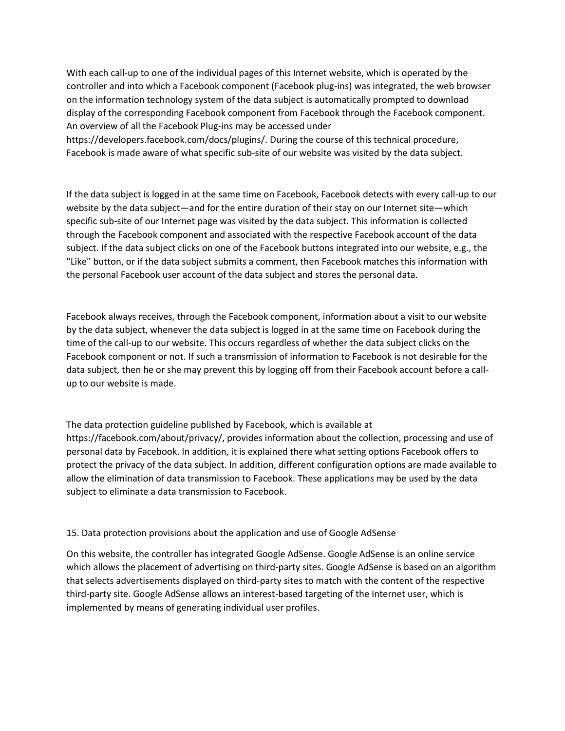With each call-up to one of the individual pages of this Internet website, which is operated by the controller and into which a Facebook component (Facebook plug-ins) was integrated, the web browser on the information technology system of the data subject is automatically prompted to download display of the corresponding Facebook component from Facebook through the Facebook component. An overview of all the Facebook Plug-ins may be accessed under https://developers.facebook.com/docs/plugins/. During the course of this technical procedure, Facebook is made aware of what specific sub-site of our website was visited by the data subject.

If the data subject is logged in at the same time on Facebook, Facebook detects with every call-up to our website by the data subject—and for the entire duration of their stay on our Internet site—which specific sub-site of our Internet page was visited by the data subject. This information is collected through the Facebook component and associated with the respective Facebook account of the data subject. If the data subject clicks on one of the Facebook buttons integrated into our website, e.g., the "Like" button, or if the data subject submits a comment, then Facebook matches this information with the personal Facebook user account of the data subject and stores the personal data.

Facebook always receives, through the Facebook component, information about a visit to our website by the data subject, whenever the data subject is logged in at the same time on Facebook during the time of the call-up to our website. This occurs regardless of whether the data subject clicks on the Facebook component or not. If such a transmission of information to Facebook is not desirable for the data subject, then he or she may prevent this by logging off from their Facebook account before a call-up to our website is made.

The data protection guideline published by Facebook, which is available at https://facebook.com/about/privacy/, provides information about the collection, processing and use of personal data by Facebook. In addition, it is explained there what setting options Facebook offers to protect the privacy of the data subject. In addition, different configuration options are made available to allow the elimination of data transmission to Facebook. These applications may be used by the data subject to eliminate a data transmission to Facebook.

## 15. Data protection provisions about the application and use of Google AdSense

On this website, the controller has integrated Google AdSense. Google AdSense is an online service which allows the placement of advertising on third-party sites. Google AdSense is based on an algorithm that selects advertisements displayed on third-party sites to match with the content of the respective third-party site. Google AdSense allows an interest-based targeting of the Internet user, which is implemented by means of generating individual user profiles.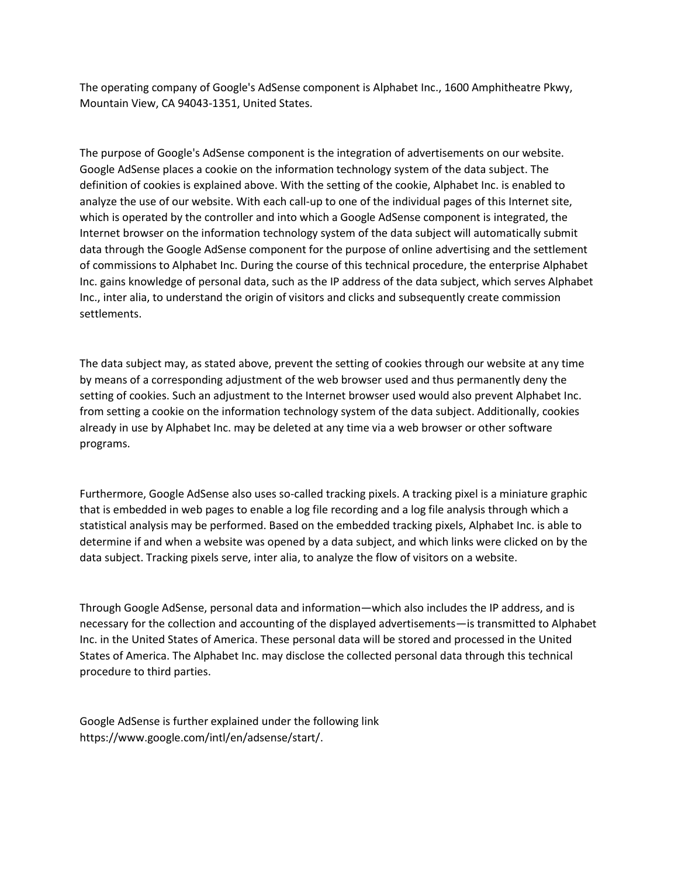The operating company of Google's AdSense component is Alphabet Inc., 1600 Amphitheatre Pkwy, Mountain View, CA 94043-1351, United States.

The purpose of Google's AdSense component is the integration of advertisements on our website. Google AdSense places a cookie on the information technology system of the data subject. The definition of cookies is explained above. With the setting of the cookie, Alphabet Inc. is enabled to analyze the use of our website. With each call-up to one of the individual pages of this Internet site, which is operated by the controller and into which a Google AdSense component is integrated, the Internet browser on the information technology system of the data subject will automatically submit data through the Google AdSense component for the purpose of online advertising and the settlement of commissions to Alphabet Inc. During the course of this technical procedure, the enterprise Alphabet Inc. gains knowledge of personal data, such as the IP address of the data subject, which serves Alphabet Inc., inter alia, to understand the origin of visitors and clicks and subsequently create commission settlements.

The data subject may, as stated above, prevent the setting of cookies through our website at any time by means of a corresponding adjustment of the web browser used and thus permanently deny the setting of cookies. Such an adjustment to the Internet browser used would also prevent Alphabet Inc. from setting a cookie on the information technology system of the data subject. Additionally, cookies already in use by Alphabet Inc. may be deleted at any time via a web browser or other software programs.

Furthermore, Google AdSense also uses so-called tracking pixels. A tracking pixel is a miniature graphic that is embedded in web pages to enable a log file recording and a log file analysis through which a statistical analysis may be performed. Based on the embedded tracking pixels, Alphabet Inc. is able to determine if and when a website was opened by a data subject, and which links were clicked on by the data subject. Tracking pixels serve, inter alia, to analyze the flow of visitors on a website.

Through Google AdSense, personal data and information—which also includes the IP address, and is necessary for the collection and accounting of the displayed advertisements—is transmitted to Alphabet Inc. in the United States of America. These personal data will be stored and processed in the United States of America. The Alphabet Inc. may disclose the collected personal data through this technical procedure to third parties.

Google AdSense is further explained under the following link https://www.google.com/intl/en/adsense/start/.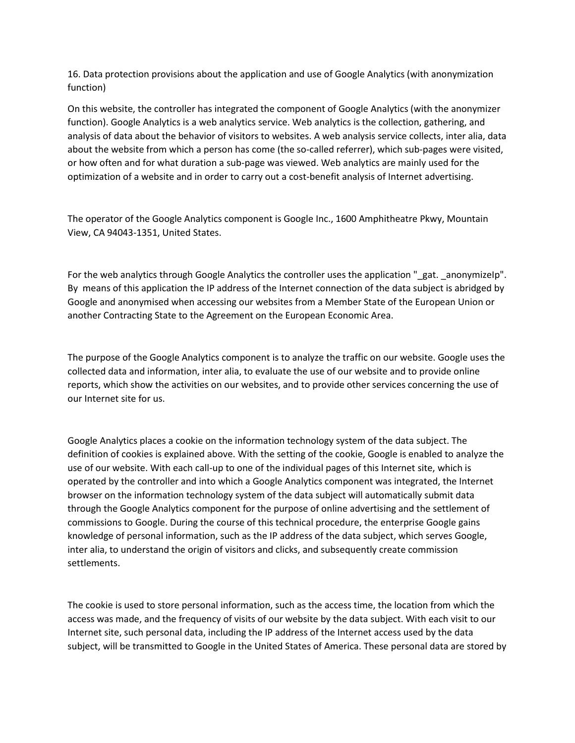## 16. Data protection provisions about the application and use of Google Analytics (with anonymization function)

On this website, the controller has integrated the component of Google Analytics (with the anonymizer function). Google Analytics is a web analytics service. Web analytics is the collection, gathering, and analysis of data about the behavior of visitors to websites. A web analysis service collects, inter alia, data about the website from which a person has come (the so-called referrer), which sub-pages were visited, or how often and for what duration a sub-page was viewed. Web analytics are mainly used for the optimization of a website and in order to carry out a cost-benefit analysis of Internet advertising.

The operator of the Google Analytics component is Google Inc., 1600 Amphitheatre Pkwy, Mountain View, CA 94043-1351, United States.

For the web analytics through Google Analytics the controller uses the application "_gat. _anonymizeIp". By means of this application the IP address of the Internet connection of the data subject is abridged by Google and anonymised when accessing our websites from a Member State of the European Union or another Contracting State to the Agreement on the European Economic Area.

The purpose of the Google Analytics component is to analyze the traffic on our website. Google uses the collected data and information, inter alia, to evaluate the use of our website and to provide online reports, which show the activities on our websites, and to provide other services concerning the use of our Internet site for us.

Google Analytics places a cookie on the information technology system of the data subject. The definition of cookies is explained above. With the setting of the cookie, Google is enabled to analyze the use of our website. With each call-up to one of the individual pages of this Internet site, which is operated by the controller and into which a Google Analytics component was integrated, the Internet browser on the information technology system of the data subject will automatically submit data through the Google Analytics component for the purpose of online advertising and the settlement of commissions to Google. During the course of this technical procedure, the enterprise Google gains knowledge of personal information, such as the IP address of the data subject, which serves Google, inter alia, to understand the origin of visitors and clicks, and subsequently create commission settlements.

The cookie is used to store personal information, such as the access time, the location from which the access was made, and the frequency of visits of our website by the data subject. With each visit to our Internet site, such personal data, including the IP address of the Internet access used by the data subject, will be transmitted to Google in the United States of America. These personal data are stored by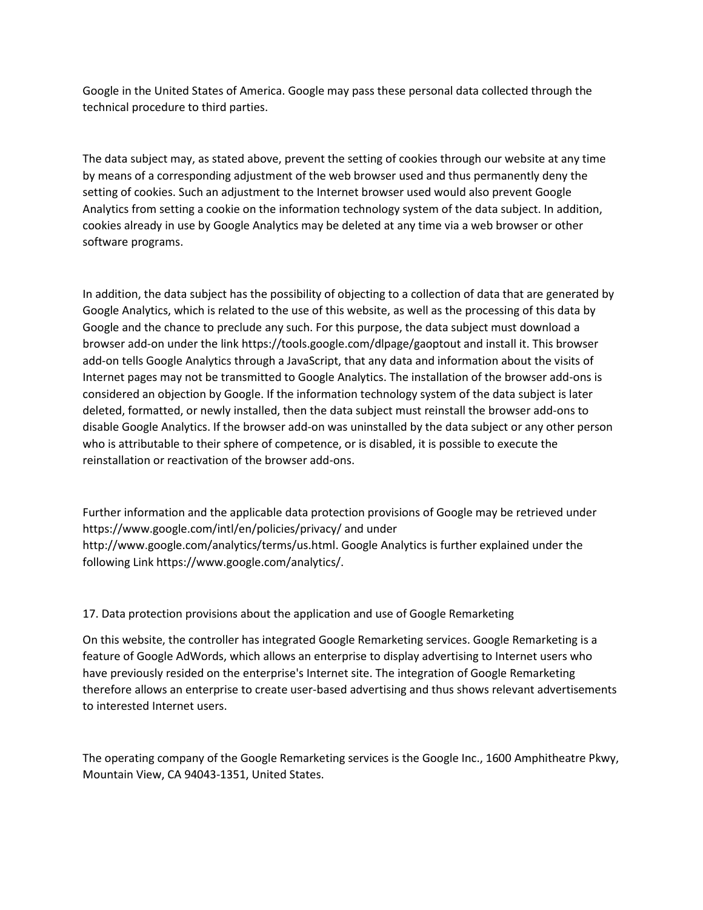Google in the United States of America. Google may pass these personal data collected through the technical procedure to third parties.

The data subject may, as stated above, prevent the setting of cookies through our website at any time by means of a corresponding adjustment of the web browser used and thus permanently deny the setting of cookies. Such an adjustment to the Internet browser used would also prevent Google Analytics from setting a cookie on the information technology system of the data subject. In addition, cookies already in use by Google Analytics may be deleted at any time via a web browser or other software programs.

In addition, the data subject has the possibility of objecting to a collection of data that are generated by Google Analytics, which is related to the use of this website, as well as the processing of this data by Google and the chance to preclude any such. For this purpose, the data subject must download a browser add-on under the link https://tools.google.com/dlpage/gaoptout and install it. This browser add-on tells Google Analytics through a JavaScript, that any data and information about the visits of Internet pages may not be transmitted to Google Analytics. The installation of the browser add-ons is considered an objection by Google. If the information technology system of the data subject is later deleted, formatted, or newly installed, then the data subject must reinstall the browser add-ons to disable Google Analytics. If the browser add-on was uninstalled by the data subject or any other person who is attributable to their sphere of competence, or is disabled, it is possible to execute the reinstallation or reactivation of the browser add-ons.

Further information and the applicable data protection provisions of Google may be retrieved under https://www.google.com/intl/en/policies/privacy/ and under http://www.google.com/analytics/terms/us.html. Google Analytics is further explained under the following Link https://www.google.com/analytics/.

## 17. Data protection provisions about the application and use of Google Remarketing

On this website, the controller has integrated Google Remarketing services. Google Remarketing is a feature of Google AdWords, which allows an enterprise to display advertising to Internet users who have previously resided on the enterprise's Internet site. The integration of Google Remarketing therefore allows an enterprise to create user-based advertising and thus shows relevant advertisements to interested Internet users.

The operating company of the Google Remarketing services is the Google Inc., 1600 Amphitheatre Pkwy, Mountain View, CA 94043-1351, United States.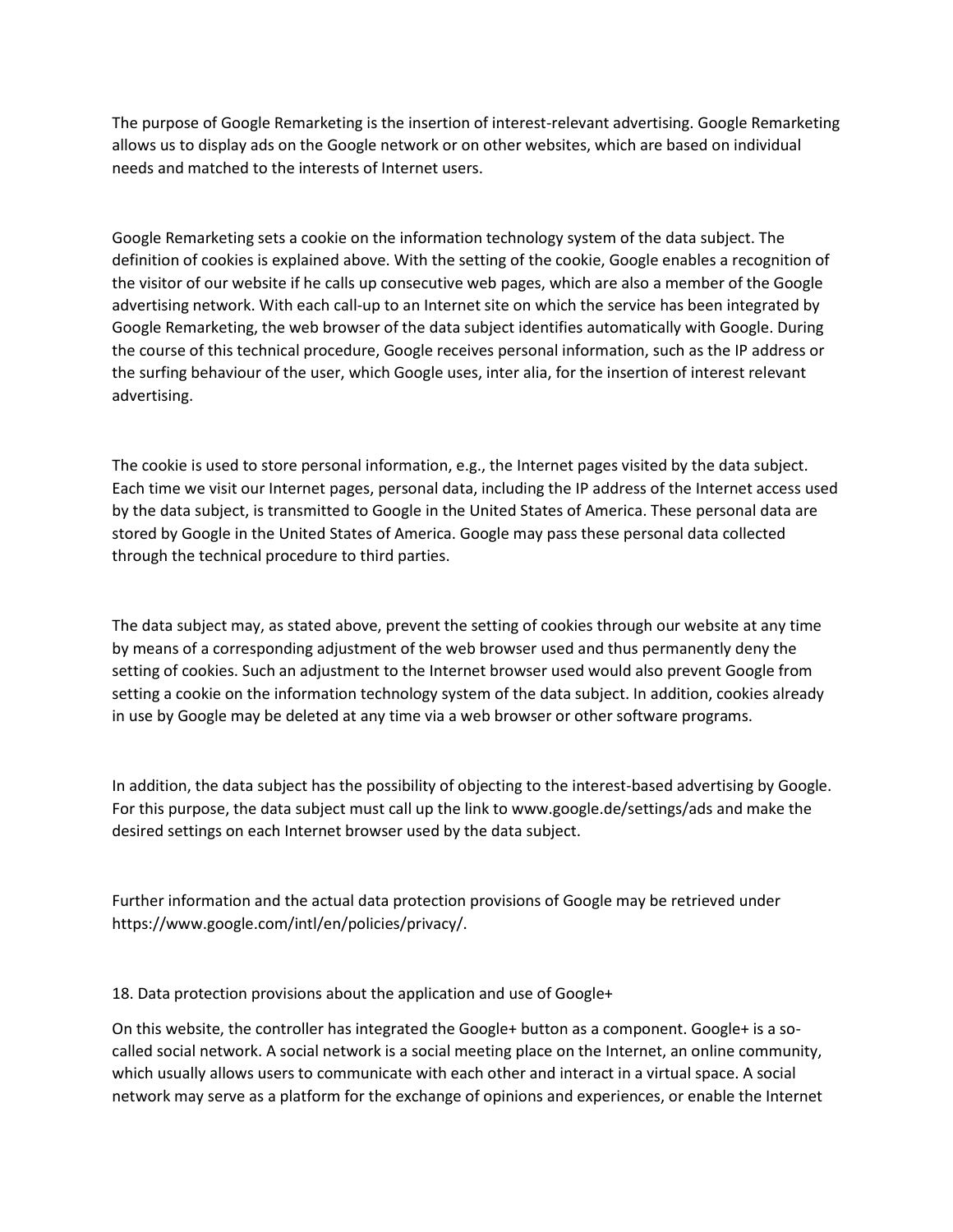The purpose of Google Remarketing is the insertion of interest-relevant advertising. Google Remarketing allows us to display ads on the Google network or on other websites, which are based on individual needs and matched to the interests of Internet users.

Google Remarketing sets a cookie on the information technology system of the data subject. The definition of cookies is explained above. With the setting of the cookie, Google enables a recognition of the visitor of our website if he calls up consecutive web pages, which are also a member of the Google advertising network. With each call-up to an Internet site on which the service has been integrated by Google Remarketing, the web browser of the data subject identifies automatically with Google. During the course of this technical procedure, Google receives personal information, such as the IP address or the surfing behaviour of the user, which Google uses, inter alia, for the insertion of interest relevant advertising.

The cookie is used to store personal information, e.g., the Internet pages visited by the data subject. Each time we visit our Internet pages, personal data, including the IP address of the Internet access used by the data subject, is transmitted to Google in the United States of America. These personal data are stored by Google in the United States of America. Google may pass these personal data collected through the technical procedure to third parties.

The data subject may, as stated above, prevent the setting of cookies through our website at any time by means of a corresponding adjustment of the web browser used and thus permanently deny the setting of cookies. Such an adjustment to the Internet browser used would also prevent Google from setting a cookie on the information technology system of the data subject. In addition, cookies already in use by Google may be deleted at any time via a web browser or other software programs.

In addition, the data subject has the possibility of objecting to the interest-based advertising by Google. For this purpose, the data subject must call up the link to www.google.de/settings/ads and make the desired settings on each Internet browser used by the data subject.

Further information and the actual data protection provisions of Google may be retrieved under https://www.google.com/intl/en/policies/privacy/.

18. Data protection provisions about the application and use of Google+

On this website, the controller has integrated the Google+ button as a component. Google+ is a so-called social network. A social network is a social meeting place on the Internet, an online community, which usually allows users to communicate with each other and interact in a virtual space. A social network may serve as a platform for the exchange of opinions and experiences, or enable the Internet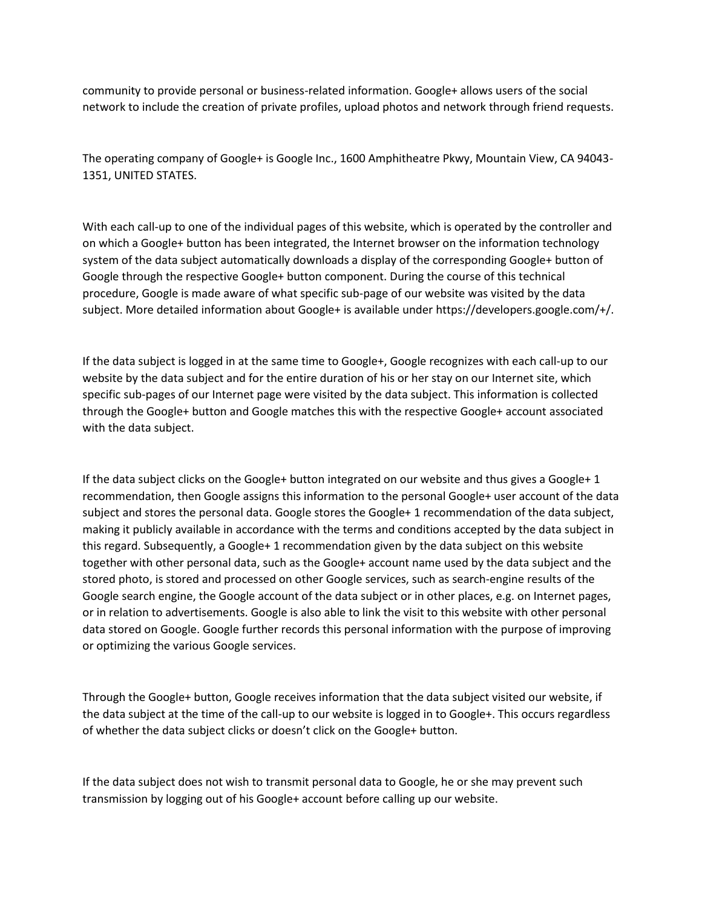community to provide personal or business-related information. Google+ allows users of the social network to include the creation of private profiles, upload photos and network through friend requests.

The operating company of Google+ is Google Inc., 1600 Amphitheatre Pkwy, Mountain View, CA 94043-1351, UNITED STATES.

With each call-up to one of the individual pages of this website, which is operated by the controller and on which a Google+ button has been integrated, the Internet browser on the information technology system of the data subject automatically downloads a display of the corresponding Google+ button of Google through the respective Google+ button component. During the course of this technical procedure, Google is made aware of what specific sub-page of our website was visited by the data subject. More detailed information about Google+ is available under https://developers.google.com/+/.

If the data subject is logged in at the same time to Google+, Google recognizes with each call-up to our website by the data subject and for the entire duration of his or her stay on our Internet site, which specific sub-pages of our Internet page were visited by the data subject. This information is collected through the Google+ button and Google matches this with the respective Google+ account associated with the data subject.

If the data subject clicks on the Google+ button integrated on our website and thus gives a Google+ 1 recommendation, then Google assigns this information to the personal Google+ user account of the data subject and stores the personal data. Google stores the Google+ 1 recommendation of the data subject, making it publicly available in accordance with the terms and conditions accepted by the data subject in this regard. Subsequently, a Google+ 1 recommendation given by the data subject on this website together with other personal data, such as the Google+ account name used by the data subject and the stored photo, is stored and processed on other Google services, such as search-engine results of the Google search engine, the Google account of the data subject or in other places, e.g. on Internet pages, or in relation to advertisements. Google is also able to link the visit to this website with other personal data stored on Google. Google further records this personal information with the purpose of improving or optimizing the various Google services.

Through the Google+ button, Google receives information that the data subject visited our website, if the data subject at the time of the call-up to our website is logged in to Google+. This occurs regardless of whether the data subject clicks or doesn't click on the Google+ button.

If the data subject does not wish to transmit personal data to Google, he or she may prevent such transmission by logging out of his Google+ account before calling up our website.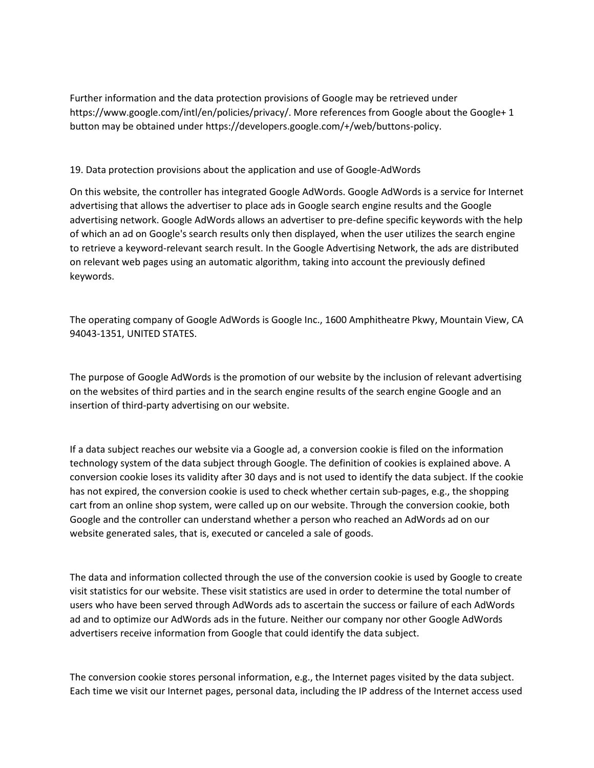Further information and the data protection provisions of Google may be retrieved under https://www.google.com/intl/en/policies/privacy/. More references from Google about the Google+ 1 button may be obtained under https://developers.google.com/+/web/buttons-policy.

## 19. Data protection provisions about the application and use of Google-AdWords

On this website, the controller has integrated Google AdWords. Google AdWords is a service for Internet advertising that allows the advertiser to place ads in Google search engine results and the Google advertising network. Google AdWords allows an advertiser to pre-define specific keywords with the help of which an ad on Google's search results only then displayed, when the user utilizes the search engine to retrieve a keyword-relevant search result. In the Google Advertising Network, the ads are distributed on relevant web pages using an automatic algorithm, taking into account the previously defined keywords.

The operating company of Google AdWords is Google Inc., 1600 Amphitheatre Pkwy, Mountain View, CA 94043-1351, UNITED STATES.

The purpose of Google AdWords is the promotion of our website by the inclusion of relevant advertising on the websites of third parties and in the search engine results of the search engine Google and an insertion of third-party advertising on our website.

If a data subject reaches our website via a Google ad, a conversion cookie is filed on the information technology system of the data subject through Google. The definition of cookies is explained above. A conversion cookie loses its validity after 30 days and is not used to identify the data subject. If the cookie has not expired, the conversion cookie is used to check whether certain sub-pages, e.g., the shopping cart from an online shop system, were called up on our website. Through the conversion cookie, both Google and the controller can understand whether a person who reached an AdWords ad on our website generated sales, that is, executed or canceled a sale of goods.

The data and information collected through the use of the conversion cookie is used by Google to create visit statistics for our website. These visit statistics are used in order to determine the total number of users who have been served through AdWords ads to ascertain the success or failure of each AdWords ad and to optimize our AdWords ads in the future. Neither our company nor other Google AdWords advertisers receive information from Google that could identify the data subject.

The conversion cookie stores personal information, e.g., the Internet pages visited by the data subject. Each time we visit our Internet pages, personal data, including the IP address of the Internet access used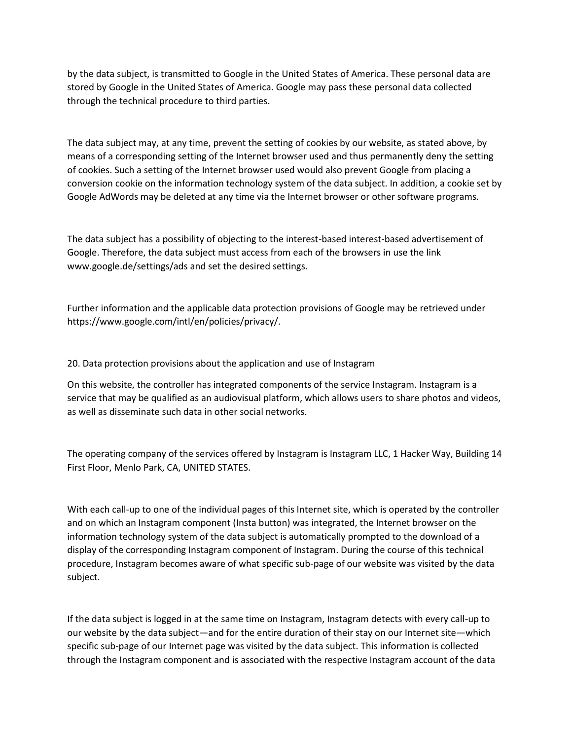by the data subject, is transmitted to Google in the United States of America. These personal data are stored by Google in the United States of America. Google may pass these personal data collected through the technical procedure to third parties.

The data subject may, at any time, prevent the setting of cookies by our website, as stated above, by means of a corresponding setting of the Internet browser used and thus permanently deny the setting of cookies. Such a setting of the Internet browser used would also prevent Google from placing a conversion cookie on the information technology system of the data subject. In addition, a cookie set by Google AdWords may be deleted at any time via the Internet browser or other software programs.

The data subject has a possibility of objecting to the interest-based interest-based advertisement of Google. Therefore, the data subject must access from each of the browsers in use the link www.google.de/settings/ads and set the desired settings.

Further information and the applicable data protection provisions of Google may be retrieved under https://www.google.com/intl/en/policies/privacy/.

## 20. Data protection provisions about the application and use of Instagram

On this website, the controller has integrated components of the service Instagram. Instagram is a service that may be qualified as an audiovisual platform, which allows users to share photos and videos, as well as disseminate such data in other social networks.

The operating company of the services offered by Instagram is Instagram LLC, 1 Hacker Way, Building 14 First Floor, Menlo Park, CA, UNITED STATES.

With each call-up to one of the individual pages of this Internet site, which is operated by the controller and on which an Instagram component (Insta button) was integrated, the Internet browser on the information technology system of the data subject is automatically prompted to the download of a display of the corresponding Instagram component of Instagram. During the course of this technical procedure, Instagram becomes aware of what specific sub-page of our website was visited by the data subject.

If the data subject is logged in at the same time on Instagram, Instagram detects with every call-up to our website by the data subject—and for the entire duration of their stay on our Internet site—which specific sub-page of our Internet page was visited by the data subject. This information is collected through the Instagram component and is associated with the respective Instagram account of the data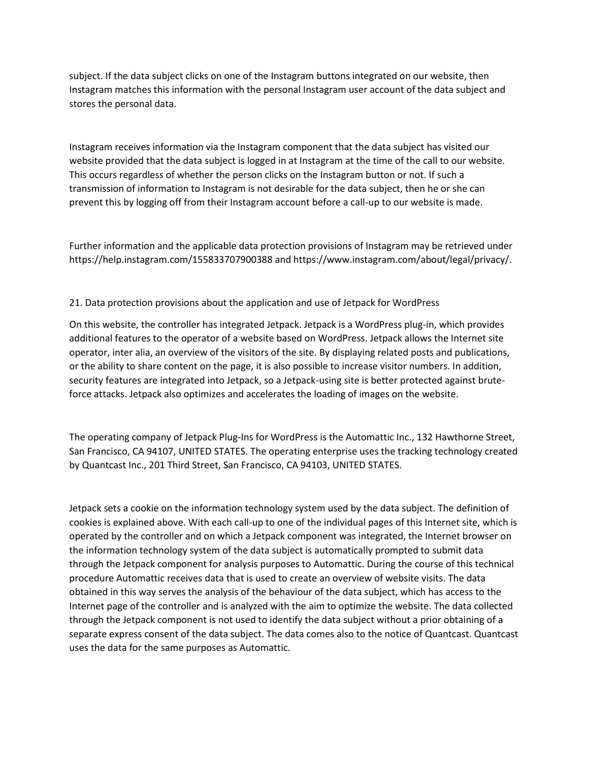subject. If the data subject clicks on one of the Instagram buttons integrated on our website, then Instagram matches this information with the personal Instagram user account of the data subject and stores the personal data.

Instagram receives information via the Instagram component that the data subject has visited our website provided that the data subject is logged in at Instagram at the time of the call to our website. This occurs regardless of whether the person clicks on the Instagram button or not. If such a transmission of information to Instagram is not desirable for the data subject, then he or she can prevent this by logging off from their Instagram account before a call-up to our website is made.

Further information and the applicable data protection provisions of Instagram may be retrieved under https://help.instagram.com/155833707900388 and https://www.instagram.com/about/legal/privacy/.

## 21. Data protection provisions about the application and use of Jetpack for WordPress

On this website, the controller has integrated Jetpack. Jetpack is a WordPress plug-in, which provides additional features to the operator of a website based on WordPress. Jetpack allows the Internet site operator, inter alia, an overview of the visitors of the site. By displaying related posts and publications, or the ability to share content on the page, it is also possible to increase visitor numbers. In addition, security features are integrated into Jetpack, so a Jetpack-using site is better protected against brute-force attacks. Jetpack also optimizes and accelerates the loading of images on the website.

The operating company of Jetpack Plug-Ins for WordPress is the Automattic Inc., 132 Hawthorne Street, San Francisco, CA 94107, UNITED STATES. The operating enterprise uses the tracking technology created by Quantcast Inc., 201 Third Street, San Francisco, CA 94103, UNITED STATES.

Jetpack sets a cookie on the information technology system used by the data subject. The definition of cookies is explained above. With each call-up to one of the individual pages of this Internet site, which is operated by the controller and on which a Jetpack component was integrated, the Internet browser on the information technology system of the data subject is automatically prompted to submit data through the Jetpack component for analysis purposes to Automattic. During the course of this technical procedure Automattic receives data that is used to create an overview of website visits. The data obtained in this way serves the analysis of the behaviour of the data subject, which has access to the Internet page of the controller and is analyzed with the aim to optimize the website. The data collected through the Jetpack component is not used to identify the data subject without a prior obtaining of a separate express consent of the data subject. The data comes also to the notice of Quantcast. Quantcast uses the data for the same purposes as Automattic.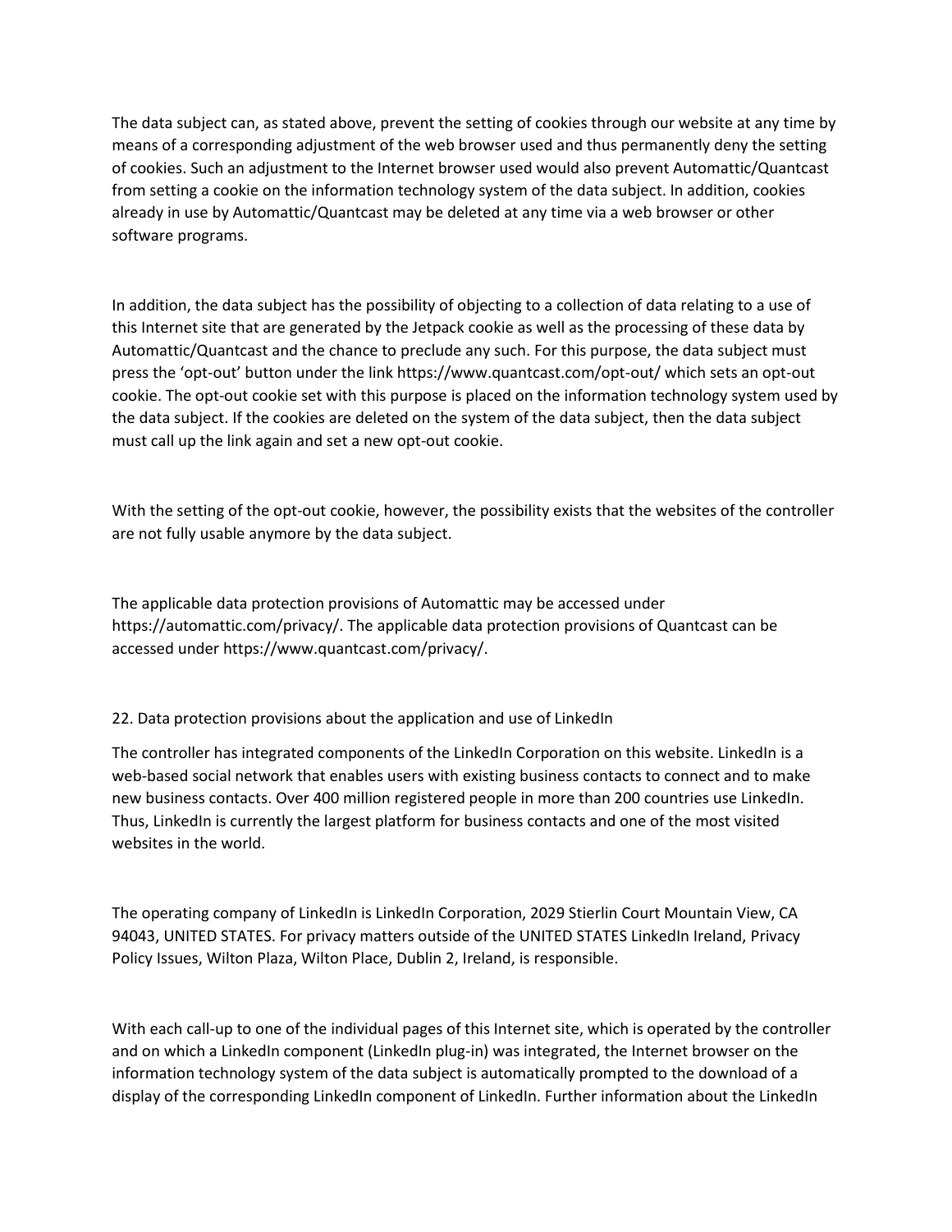The data subject can, as stated above, prevent the setting of cookies through our website at any time by means of a corresponding adjustment of the web browser used and thus permanently deny the setting of cookies. Such an adjustment to the Internet browser used would also prevent Automattic/Quantcast from setting a cookie on the information technology system of the data subject. In addition, cookies already in use by Automattic/Quantcast may be deleted at any time via a web browser or other software programs.

In addition, the data subject has the possibility of objecting to a collection of data relating to a use of this Internet site that are generated by the Jetpack cookie as well as the processing of these data by Automattic/Quantcast and the chance to preclude any such. For this purpose, the data subject must press the 'opt-out' button under the link https://www.quantcast.com/opt-out/ which sets an opt-out cookie. The opt-out cookie set with this purpose is placed on the information technology system used by the data subject. If the cookies are deleted on the system of the data subject, then the data subject must call up the link again and set a new opt-out cookie.

With the setting of the opt-out cookie, however, the possibility exists that the websites of the controller are not fully usable anymore by the data subject.

The applicable data protection provisions of Automattic may be accessed under https://automattic.com/privacy/. The applicable data protection provisions of Quantcast can be accessed under https://www.quantcast.com/privacy/.

## 22. Data protection provisions about the application and use of LinkedIn

The controller has integrated components of the LinkedIn Corporation on this website. LinkedIn is a web-based social network that enables users with existing business contacts to connect and to make new business contacts. Over 400 million registered people in more than 200 countries use LinkedIn. Thus, LinkedIn is currently the largest platform for business contacts and one of the most visited websites in the world.

The operating company of LinkedIn is LinkedIn Corporation, 2029 Stierlin Court Mountain View, CA 94043, UNITED STATES. For privacy matters outside of the UNITED STATES LinkedIn Ireland, Privacy Policy Issues, Wilton Plaza, Wilton Place, Dublin 2, Ireland, is responsible.

With each call-up to one of the individual pages of this Internet site, which is operated by the controller and on which a LinkedIn component (LinkedIn plug-in) was integrated, the Internet browser on the information technology system of the data subject is automatically prompted to the download of a display of the corresponding LinkedIn component of LinkedIn. Further information about the LinkedIn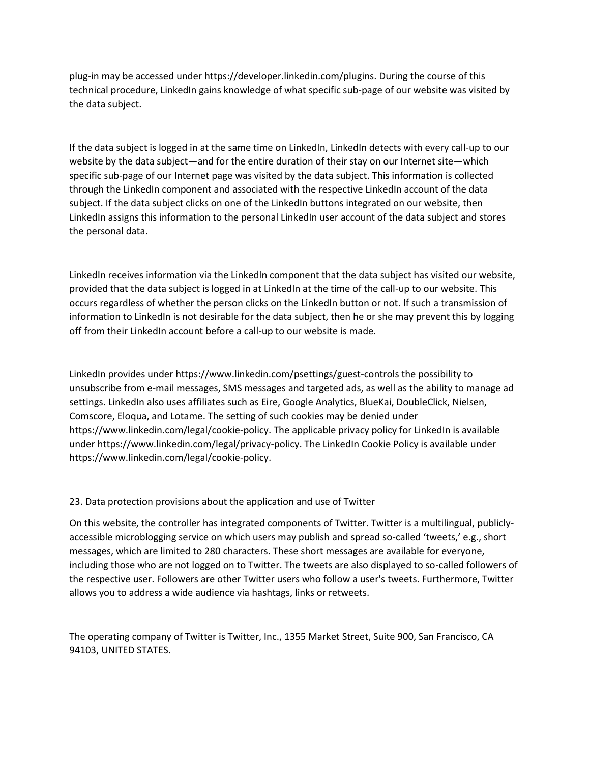plug-in may be accessed under https://developer.linkedin.com/plugins. During the course of this technical procedure, LinkedIn gains knowledge of what specific sub-page of our website was visited by the data subject.

If the data subject is logged in at the same time on LinkedIn, LinkedIn detects with every call-up to our website by the data subject—and for the entire duration of their stay on our Internet site—which specific sub-page of our Internet page was visited by the data subject. This information is collected through the LinkedIn component and associated with the respective LinkedIn account of the data subject. If the data subject clicks on one of the LinkedIn buttons integrated on our website, then LinkedIn assigns this information to the personal LinkedIn user account of the data subject and stores the personal data.

LinkedIn receives information via the LinkedIn component that the data subject has visited our website, provided that the data subject is logged in at LinkedIn at the time of the call-up to our website. This occurs regardless of whether the person clicks on the LinkedIn button or not. If such a transmission of information to LinkedIn is not desirable for the data subject, then he or she may prevent this by logging off from their LinkedIn account before a call-up to our website is made.

LinkedIn provides under https://www.linkedin.com/psettings/guest-controls the possibility to unsubscribe from e-mail messages, SMS messages and targeted ads, as well as the ability to manage ad settings. LinkedIn also uses affiliates such as Eire, Google Analytics, BlueKai, DoubleClick, Nielsen, Comscore, Eloqua, and Lotame. The setting of such cookies may be denied under https://www.linkedin.com/legal/cookie-policy. The applicable privacy policy for LinkedIn is available under https://www.linkedin.com/legal/privacy-policy. The LinkedIn Cookie Policy is available under https://www.linkedin.com/legal/cookie-policy.

23. Data protection provisions about the application and use of Twitter

On this website, the controller has integrated components of Twitter. Twitter is a multilingual, publicly-accessible microblogging service on which users may publish and spread so-called 'tweets,' e.g., short messages, which are limited to 280 characters. These short messages are available for everyone, including those who are not logged on to Twitter. The tweets are also displayed to so-called followers of the respective user. Followers are other Twitter users who follow a user's tweets. Furthermore, Twitter allows you to address a wide audience via hashtags, links or retweets.

The operating company of Twitter is Twitter, Inc., 1355 Market Street, Suite 900, San Francisco, CA 94103, UNITED STATES.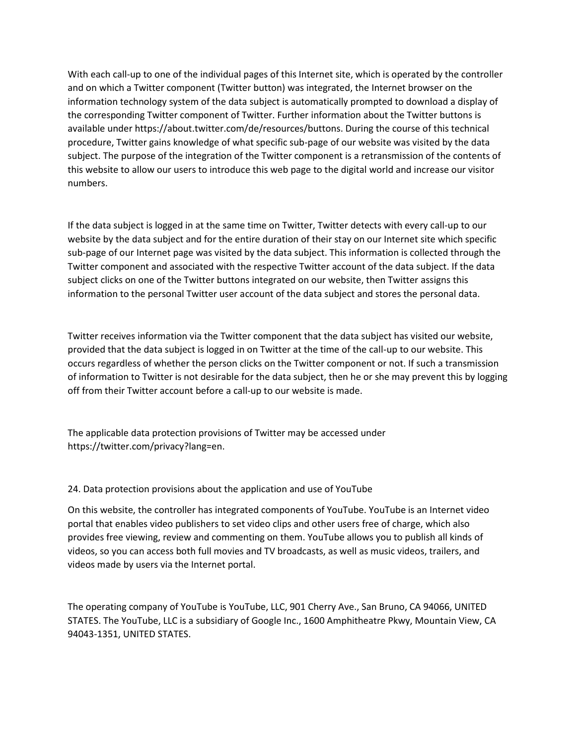With each call-up to one of the individual pages of this Internet site, which is operated by the controller and on which a Twitter component (Twitter button) was integrated, the Internet browser on the information technology system of the data subject is automatically prompted to download a display of the corresponding Twitter component of Twitter. Further information about the Twitter buttons is available under https://about.twitter.com/de/resources/buttons. During the course of this technical procedure, Twitter gains knowledge of what specific sub-page of our website was visited by the data subject. The purpose of the integration of the Twitter component is a retransmission of the contents of this website to allow our users to introduce this web page to the digital world and increase our visitor numbers.

If the data subject is logged in at the same time on Twitter, Twitter detects with every call-up to our website by the data subject and for the entire duration of their stay on our Internet site which specific sub-page of our Internet page was visited by the data subject. This information is collected through the Twitter component and associated with the respective Twitter account of the data subject. If the data subject clicks on one of the Twitter buttons integrated on our website, then Twitter assigns this information to the personal Twitter user account of the data subject and stores the personal data.

Twitter receives information via the Twitter component that the data subject has visited our website, provided that the data subject is logged in on Twitter at the time of the call-up to our website. This occurs regardless of whether the person clicks on the Twitter component or not. If such a transmission of information to Twitter is not desirable for the data subject, then he or she may prevent this by logging off from their Twitter account before a call-up to our website is made.

The applicable data protection provisions of Twitter may be accessed under https://twitter.com/privacy?lang=en.

## 24. Data protection provisions about the application and use of YouTube

On this website, the controller has integrated components of YouTube. YouTube is an Internet video portal that enables video publishers to set video clips and other users free of charge, which also provides free viewing, review and commenting on them. YouTube allows you to publish all kinds of videos, so you can access both full movies and TV broadcasts, as well as music videos, trailers, and videos made by users via the Internet portal.

The operating company of YouTube is YouTube, LLC, 901 Cherry Ave., San Bruno, CA 94066, UNITED STATES. The YouTube, LLC is a subsidiary of Google Inc., 1600 Amphitheatre Pkwy, Mountain View, CA 94043-1351, UNITED STATES.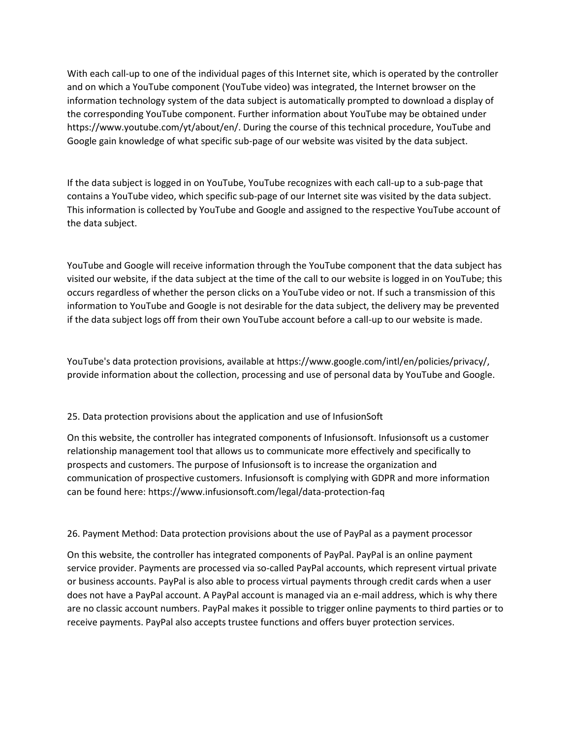With each call-up to one of the individual pages of this Internet site, which is operated by the controller and on which a YouTube component (YouTube video) was integrated, the Internet browser on the information technology system of the data subject is automatically prompted to download a display of the corresponding YouTube component. Further information about YouTube may be obtained under https://www.youtube.com/yt/about/en/. During the course of this technical procedure, YouTube and Google gain knowledge of what specific sub-page of our website was visited by the data subject.

If the data subject is logged in on YouTube, YouTube recognizes with each call-up to a sub-page that contains a YouTube video, which specific sub-page of our Internet site was visited by the data subject. This information is collected by YouTube and Google and assigned to the respective YouTube account of the data subject.

YouTube and Google will receive information through the YouTube component that the data subject has visited our website, if the data subject at the time of the call to our website is logged in on YouTube; this occurs regardless of whether the person clicks on a YouTube video or not. If such a transmission of this information to YouTube and Google is not desirable for the data subject, the delivery may be prevented if the data subject logs off from their own YouTube account before a call-up to our website is made.

YouTube's data protection provisions, available at https://www.google.com/intl/en/policies/privacy/, provide information about the collection, processing and use of personal data by YouTube and Google.

## 25. Data protection provisions about the application and use of InfusionSoft

On this website, the controller has integrated components of Infusionsoft. Infusionsoft us a customer relationship management tool that allows us to communicate more effectively and specifically to prospects and customers. The purpose of Infusionsoft is to increase the organization and communication of prospective customers. Infusionsoft is complying with GDPR and more information can be found here: https://www.infusionsoft.com/legal/data-protection-faq

## 26. Payment Method: Data protection provisions about the use of PayPal as a payment processor

On this website, the controller has integrated components of PayPal. PayPal is an online payment service provider. Payments are processed via so-called PayPal accounts, which represent virtual private or business accounts. PayPal is also able to process virtual payments through credit cards when a user does not have a PayPal account. A PayPal account is managed via an e-mail address, which is why there are no classic account numbers. PayPal makes it possible to trigger online payments to third parties or to receive payments. PayPal also accepts trustee functions and offers buyer protection services.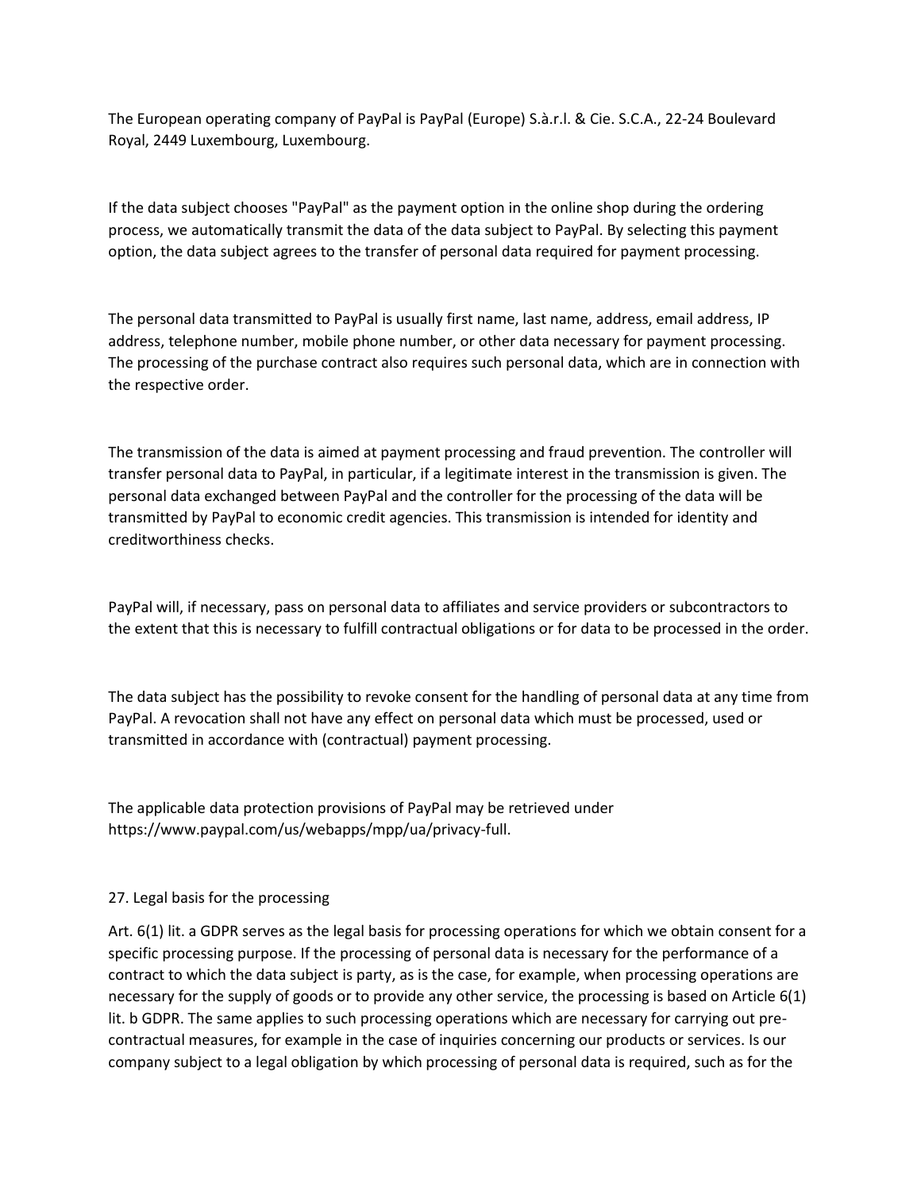The European operating company of PayPal is PayPal (Europe) S.à.r.l. & Cie. S.C.A., 22-24 Boulevard Royal, 2449 Luxembourg, Luxembourg.

If the data subject chooses "PayPal" as the payment option in the online shop during the ordering process, we automatically transmit the data of the data subject to PayPal. By selecting this payment option, the data subject agrees to the transfer of personal data required for payment processing.

The personal data transmitted to PayPal is usually first name, last name, address, email address, IP address, telephone number, mobile phone number, or other data necessary for payment processing. The processing of the purchase contract also requires such personal data, which are in connection with the respective order.

The transmission of the data is aimed at payment processing and fraud prevention. The controller will transfer personal data to PayPal, in particular, if a legitimate interest in the transmission is given. The personal data exchanged between PayPal and the controller for the processing of the data will be transmitted by PayPal to economic credit agencies. This transmission is intended for identity and creditworthiness checks.

PayPal will, if necessary, pass on personal data to affiliates and service providers or subcontractors to the extent that this is necessary to fulfill contractual obligations or for data to be processed in the order.

The data subject has the possibility to revoke consent for the handling of personal data at any time from PayPal. A revocation shall not have any effect on personal data which must be processed, used or transmitted in accordance with (contractual) payment processing.

The applicable data protection provisions of PayPal may be retrieved under https://www.paypal.com/us/webapps/mpp/ua/privacy-full.

## 27. Legal basis for the processing

Art. 6(1) lit. a GDPR serves as the legal basis for processing operations for which we obtain consent for a specific processing purpose. If the processing of personal data is necessary for the performance of a contract to which the data subject is party, as is the case, for example, when processing operations are necessary for the supply of goods or to provide any other service, the processing is based on Article 6(1) lit. b GDPR. The same applies to such processing operations which are necessary for carrying out pre-contractual measures, for example in the case of inquiries concerning our products or services. Is our company subject to a legal obligation by which processing of personal data is required, such as for the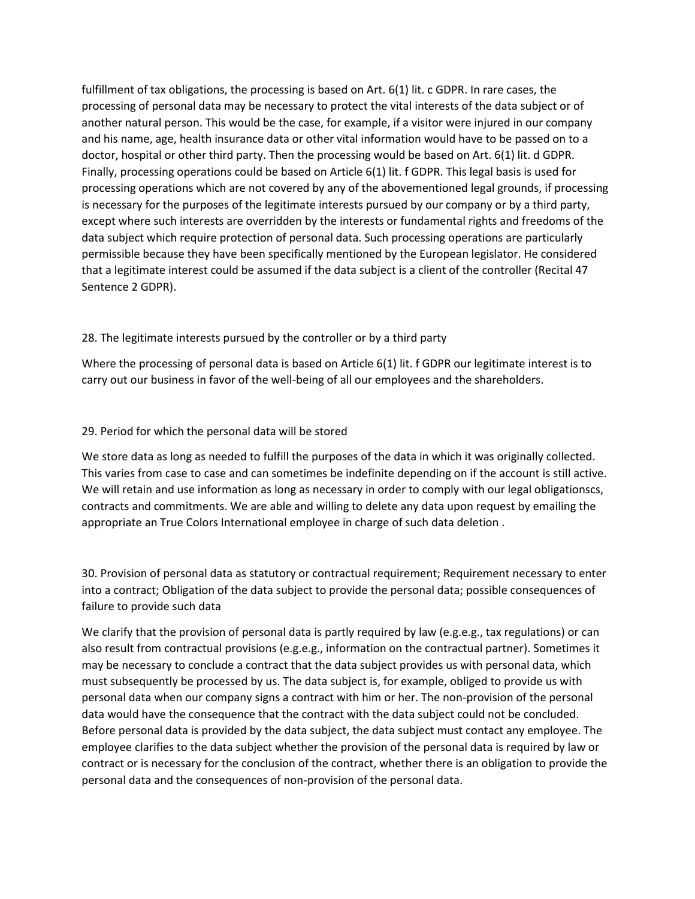fulfillment of tax obligations, the processing is based on Art. 6(1) lit. c GDPR. In rare cases, the processing of personal data may be necessary to protect the vital interests of the data subject or of another natural person. This would be the case, for example, if a visitor were injured in our company and his name, age, health insurance data or other vital information would have to be passed on to a doctor, hospital or other third party. Then the processing would be based on Art. 6(1) lit. d GDPR. Finally, processing operations could be based on Article 6(1) lit. f GDPR. This legal basis is used for processing operations which are not covered by any of the abovementioned legal grounds, if processing is necessary for the purposes of the legitimate interests pursued by our company or by a third party, except where such interests are overridden by the interests or fundamental rights and freedoms of the data subject which require protection of personal data. Such processing operations are particularly permissible because they have been specifically mentioned by the European legislator. He considered that a legitimate interest could be assumed if the data subject is a client of the controller (Recital 47 Sentence 2 GDPR).

## 28. The legitimate interests pursued by the controller or by a third party

Where the processing of personal data is based on Article 6(1) lit. f GDPR our legitimate interest is to carry out our business in favor of the well-being of all our employees and the shareholders.

## 29. Period for which the personal data will be stored

We store data as long as needed to fulfill the purposes of the data in which it was originally collected. This varies from case to case and can sometimes be indefinite depending on if the account is still active. We will retain and use information as long as necessary in order to comply with our legal obligationscs, contracts and commitments. We are able and willing to delete any data upon request by emailing the appropriate an True Colors International employee in charge of such data deletion .

## 30. Provision of personal data as statutory or contractual requirement; Requirement necessary to enter into a contract; Obligation of the data subject to provide the personal data; possible consequences of failure to provide such data

We clarify that the provision of personal data is partly required by law (e.g.e.g., tax regulations) or can also result from contractual provisions (e.g.e.g., information on the contractual partner). Sometimes it may be necessary to conclude a contract that the data subject provides us with personal data, which must subsequently be processed by us. The data subject is, for example, obliged to provide us with personal data when our company signs a contract with him or her. The non-provision of the personal data would have the consequence that the contract with the data subject could not be concluded. Before personal data is provided by the data subject, the data subject must contact any employee. The employee clarifies to the data subject whether the provision of the personal data is required by law or contract or is necessary for the conclusion of the contract, whether there is an obligation to provide the personal data and the consequences of non-provision of the personal data.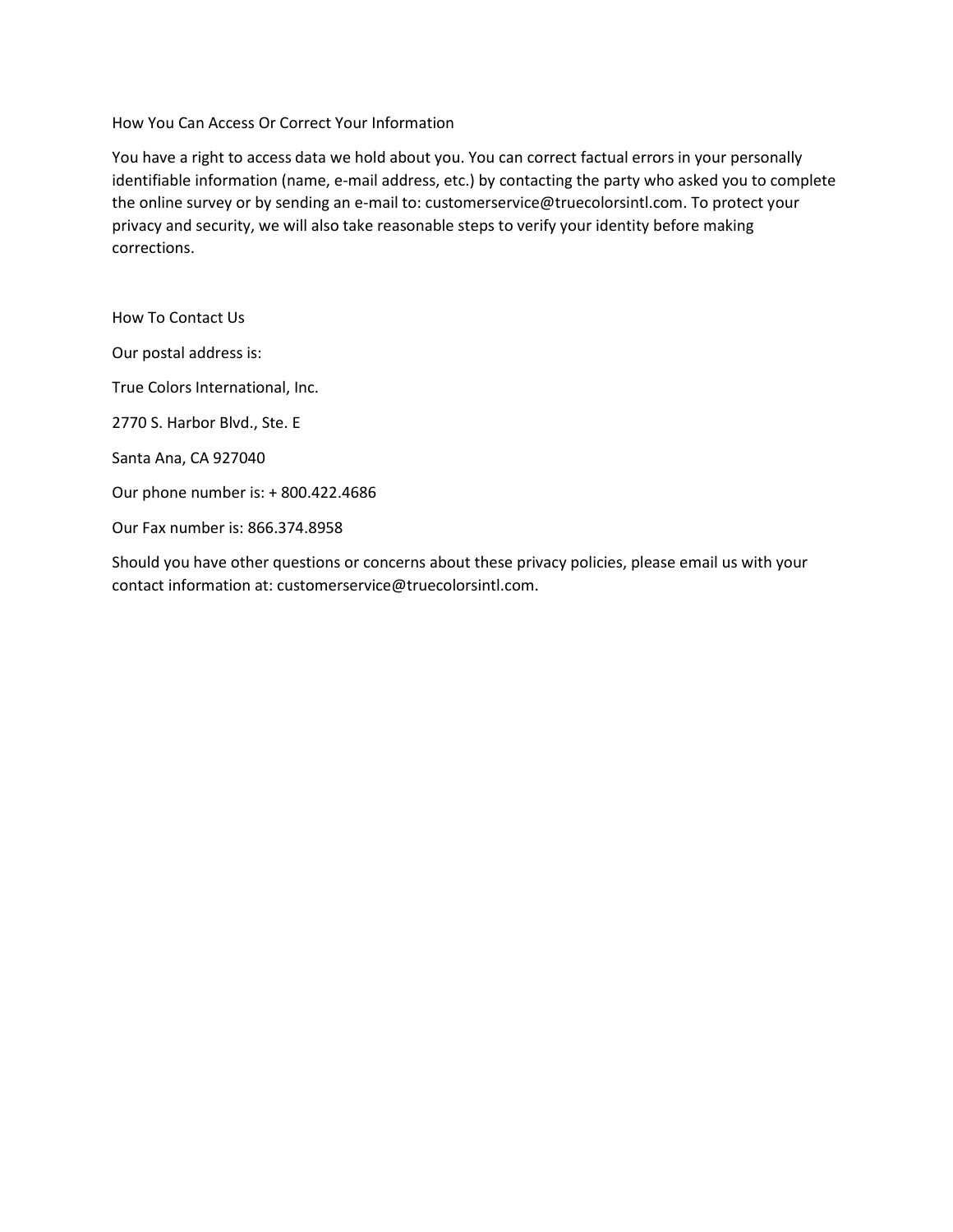## How You Can Access Or Correct Your Information

You have a right to access data we hold about you. You can correct factual errors in your personally identifiable information (name, e-mail address, etc.) by contacting the party who asked you to complete the online survey or by sending an e-mail to: customerservice@truecolorsintl.com. To protect your privacy and security, we will also take reasonable steps to verify your identity before making corrections.

## How To Contact Us

Our postal address is:

True Colors International, Inc.

2770 S. Harbor Blvd., Ste. E

Santa Ana, CA 927040

Our phone number is: + 800.422.4686

Our Fax number is: 866.374.8958

Should you have other questions or concerns about these privacy policies, please email us with your contact information at: customerservice@truecolorsintl.com.